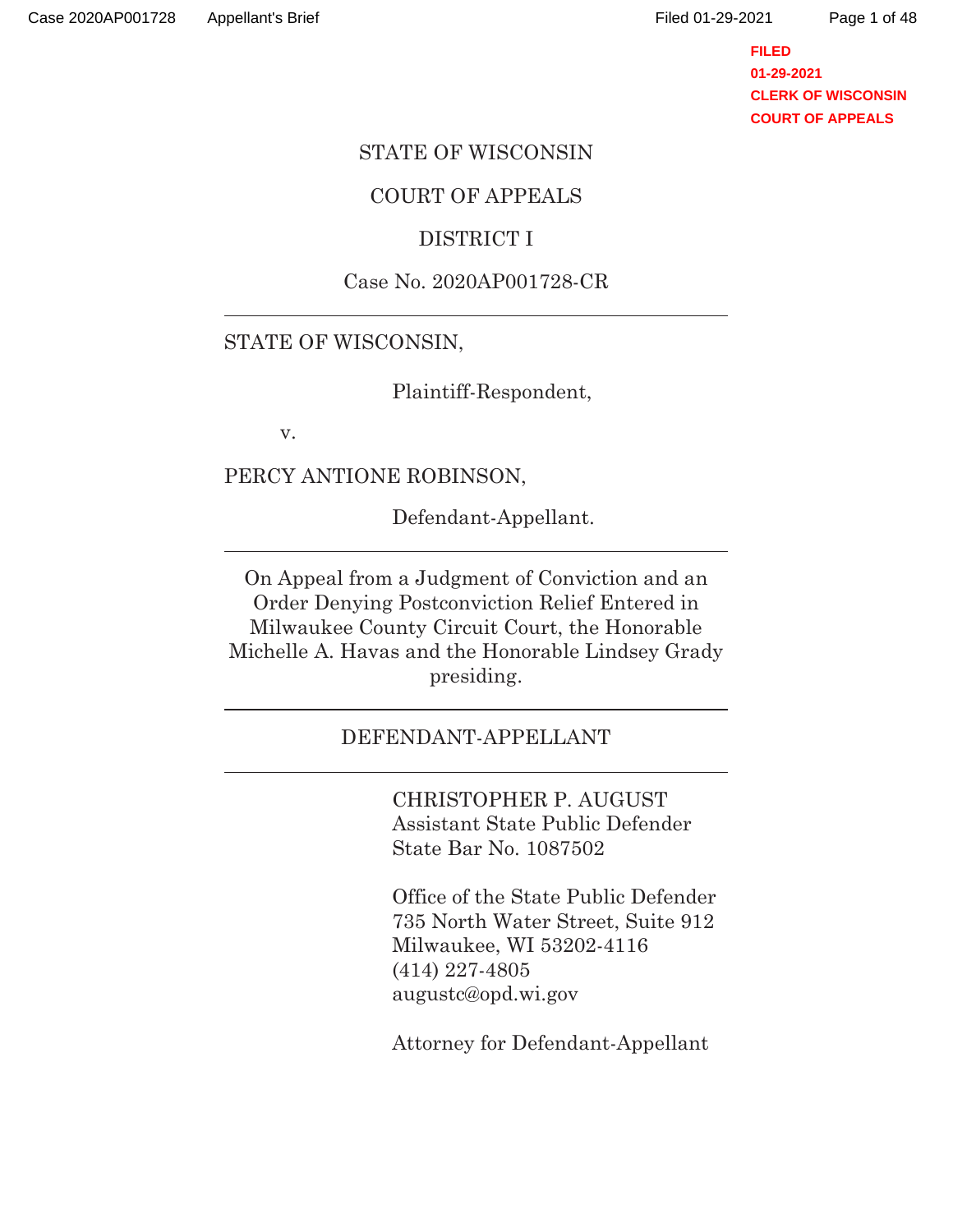STATE OF WISCONSIN

COURT OF APPEALS

DISTRICT I

Case No. 2020AP001728-CR

---

STATE OF WISCONSIN,

Plaintiff-Respondent,

v.

PERCY ANTIONE ROBINSON,

Defendant-Appellant.

---

On Appeal from a Judgment of Conviction and an Order Denying Postconviction Relief Entered in Milwaukee County Circuit Court, the Honorable Michelle A. Havas and the Honorable Lindsey Grady presiding.

---

DEFENDANT-APPELLANT

---

CHRISTOPHER P. AUGUST
Assistant State Public Defender
State Bar No. 1087502

Office of the State Public Defender
735 North Water Street, Suite 912
Milwaukee, WI 53202-4116
(414) 227-4805
augustc@opd.wi.gov

Attorney for Defendant-Appellant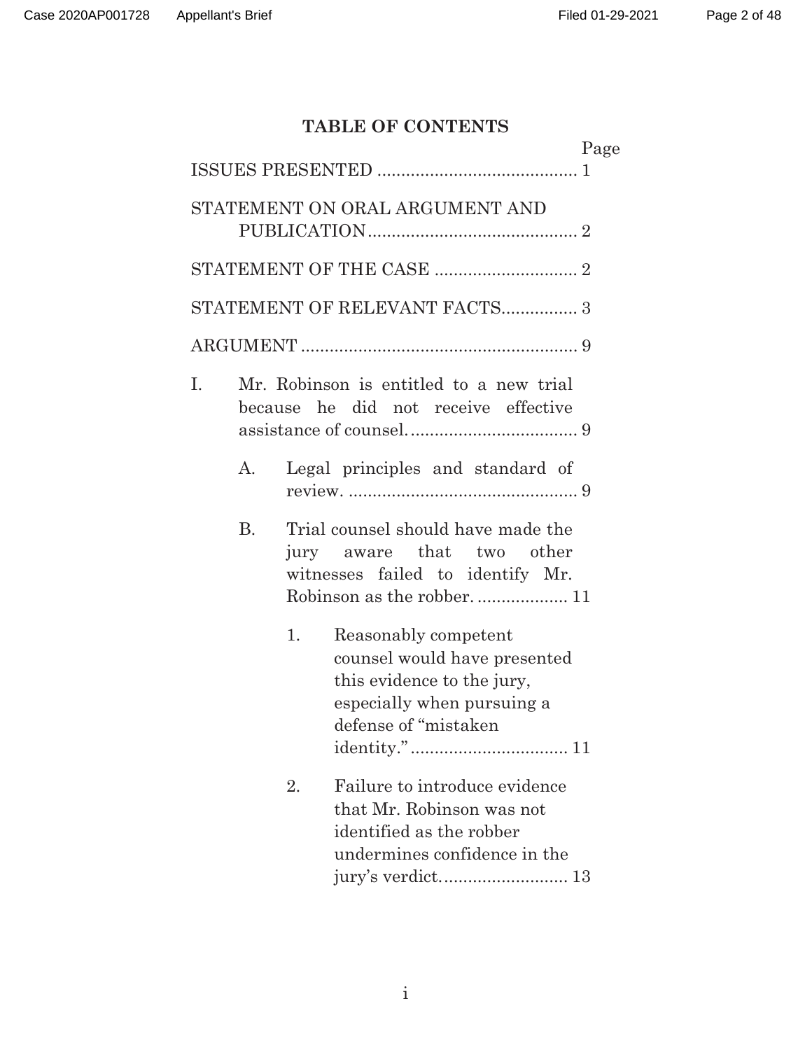# TABLE OF CONTENTS

Page

ISSUES PRESENTED .......................................... 1

STATEMENT ON ORAL ARGUMENT AND PUBLICATION ............................................ 2

STATEMENT OF THE CASE .............................. 2

STATEMENT OF RELEVANT FACTS................ 3

ARGUMENT .......................................................... 9

I. Mr. Robinson is entitled to a new trial because he did not receive effective assistance of counsel. .................................... 9

   A. Legal principles and standard of review. ................................................ 9

   B. Trial counsel should have made the jury aware that two other witnesses failed to identify Mr. Robinson as the robber. ................... 11

      1. Reasonably competent counsel would have presented this evidence to the jury, especially when pursuing a defense of "mistaken identity." ................................ 11

      2. Failure to introduce evidence that Mr. Robinson was not identified as the robber undermines confidence in the jury's verdict. .......................... 13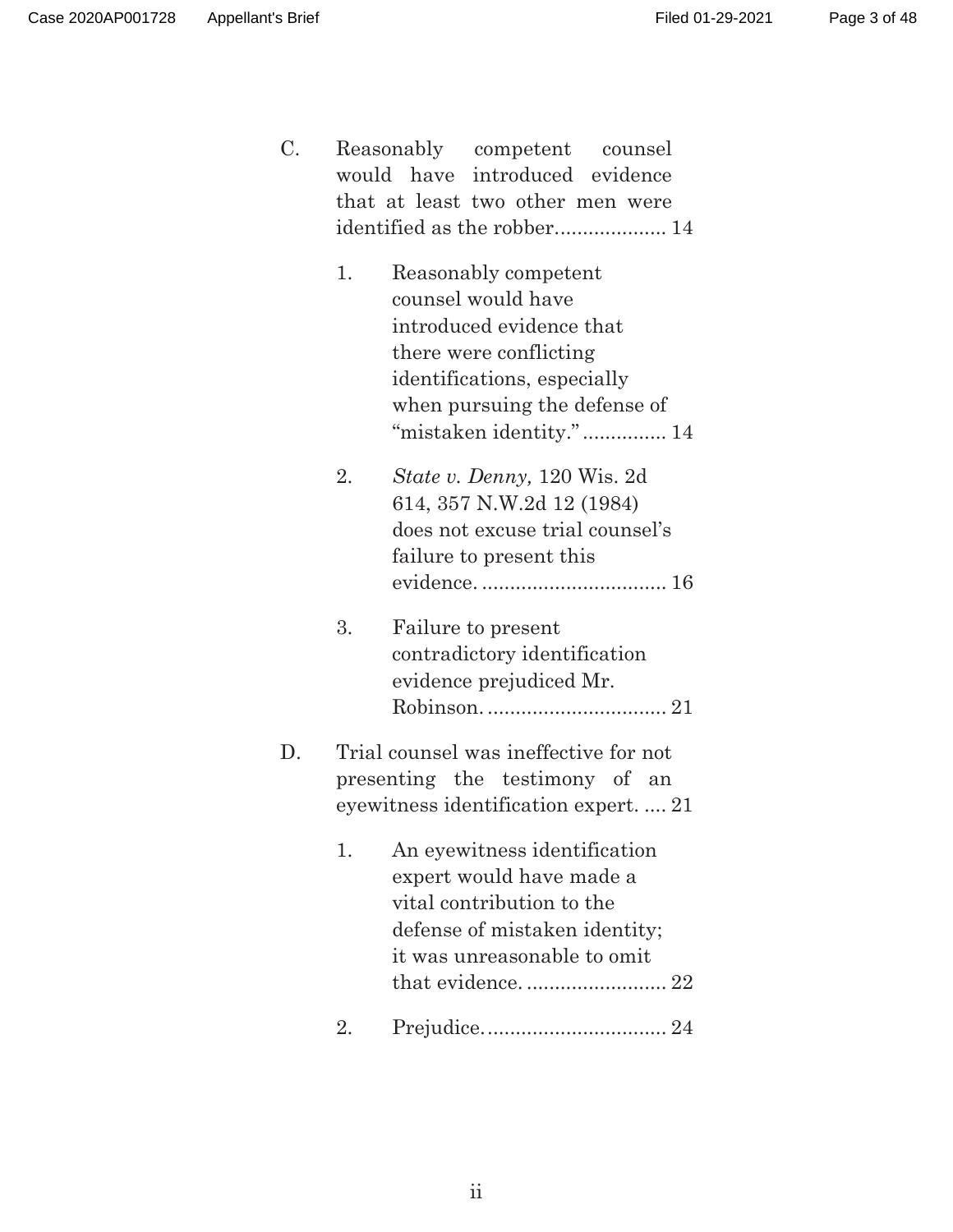C. Reasonably competent counsel would have introduced evidence that at least two other men were identified as the robber.................... 14

1. Reasonably competent counsel would have introduced evidence that there were conflicting identifications, especially when pursuing the defense of "mistaken identity." ............... 14

2. *State v. Denny,* 120 Wis. 2d 614, 357 N.W.2d 12 (1984) does not excuse trial counsel's failure to present this evidence. ................................. 16

3. Failure to present contradictory identification evidence prejudiced Mr. Robinson. ................................ 21

D. Trial counsel was ineffective for not presenting the testimony of an eyewitness identification expert. .... 21

1. An eyewitness identification expert would have made a vital contribution to the defense of mistaken identity; it was unreasonable to omit that evidence. ......................... 22

2. Prejudice. ................................ 24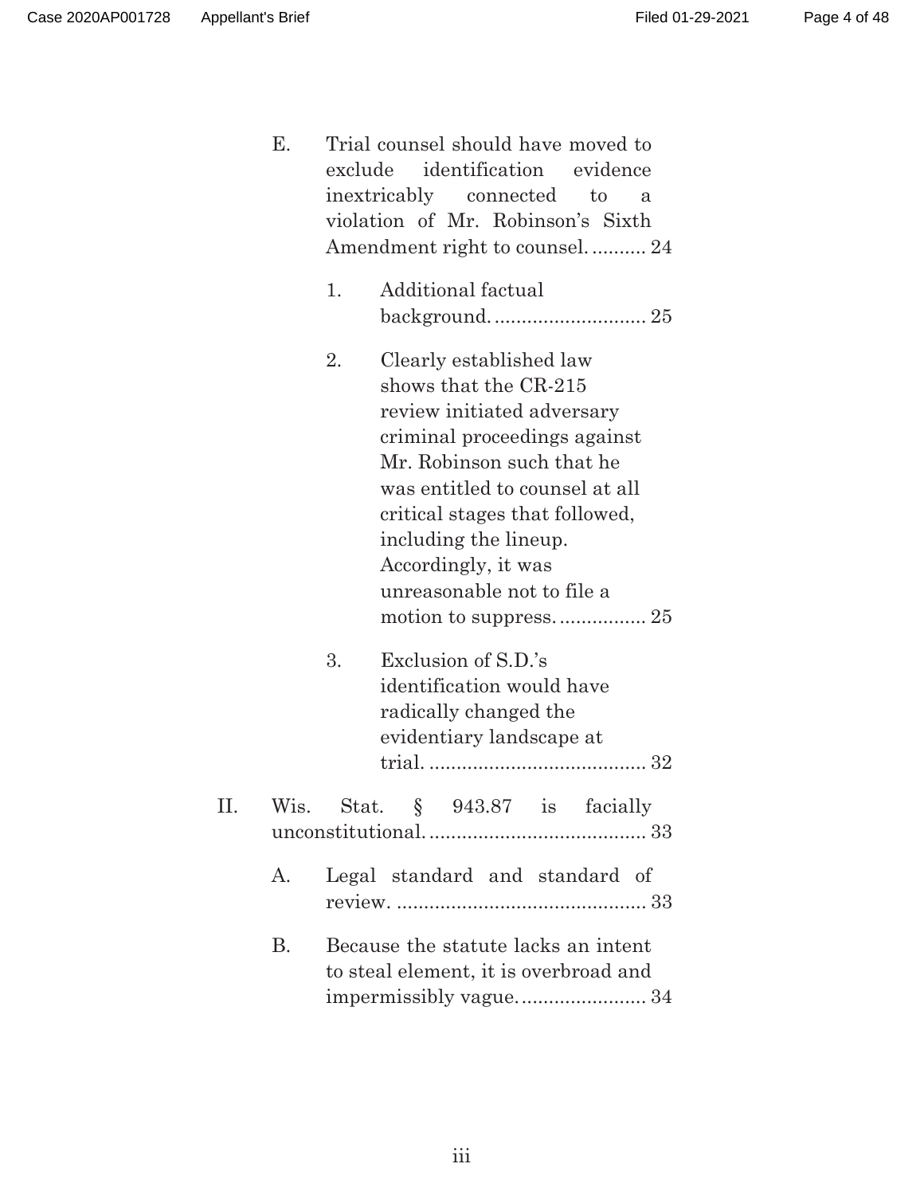E. Trial counsel should have moved to exclude identification evidence inextricably connected to a violation of Mr. Robinson's Sixth Amendment right to counsel. .......... 24

1. Additional factual background. ............................ 25

2. Clearly established law shows that the CR-215 review initiated adversary criminal proceedings against Mr. Robinson such that he was entitled to counsel at all critical stages that followed, including the lineup. Accordingly, it was unreasonable not to file a motion to suppress. ................ 25

3. Exclusion of S.D.'s identification would have radically changed the evidentiary landscape at trial. ........................................ 32

II. Wis. Stat. § 943.87 is facially unconstitutional. ........................................ 33

A. Legal standard and standard of review. .............................................. 33

B. Because the statute lacks an intent to steal element, it is overbroad and impermissibly vague. ....................... 34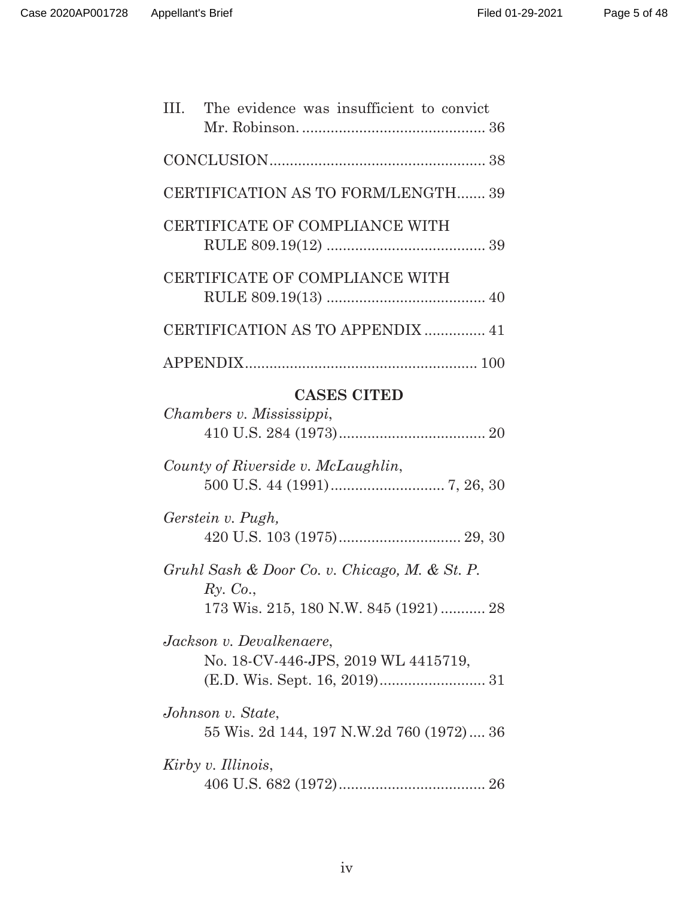III. The evidence was insufficient to convict Mr. Robinson. ............................................ 36

CONCLUSION .................................................... 38

CERTIFICATION AS TO FORM/LENGTH....... 39

CERTIFICATE OF COMPLIANCE WITH RULE 809.19(12) ...................................... 39

CERTIFICATE OF COMPLIANCE WITH RULE 809.19(13) ...................................... 40

CERTIFICATION AS TO APPENDIX ............... 41

APPENDIX........................................................ 100

**CASES CITED**

*Chambers v. Mississippi*, 410 U.S. 284 (1973).................................... 20

*County of Riverside v. McLaughlin*, 500 U.S. 44 (1991)............................ 7, 26, 30

*Gerstein v. Pugh,* 420 U.S. 103 (1975).............................. 29, 30

*Gruhl Sash & Door Co. v. Chicago, M. & St. P. Ry. Co.*, 173 Wis. 215, 180 N.W. 845 (1921) ........... 28

*Jackson v. Devalkenaere*, No. 18-CV-446-JPS, 2019 WL 4415719, (E.D. Wis. Sept. 16, 2019).......................... 31

*Johnson v. State*, 55 Wis. 2d 144, 197 N.W.2d 760 (1972) .... 36

*Kirby v. Illinois*, 406 U.S. 682 (1972).................................... 26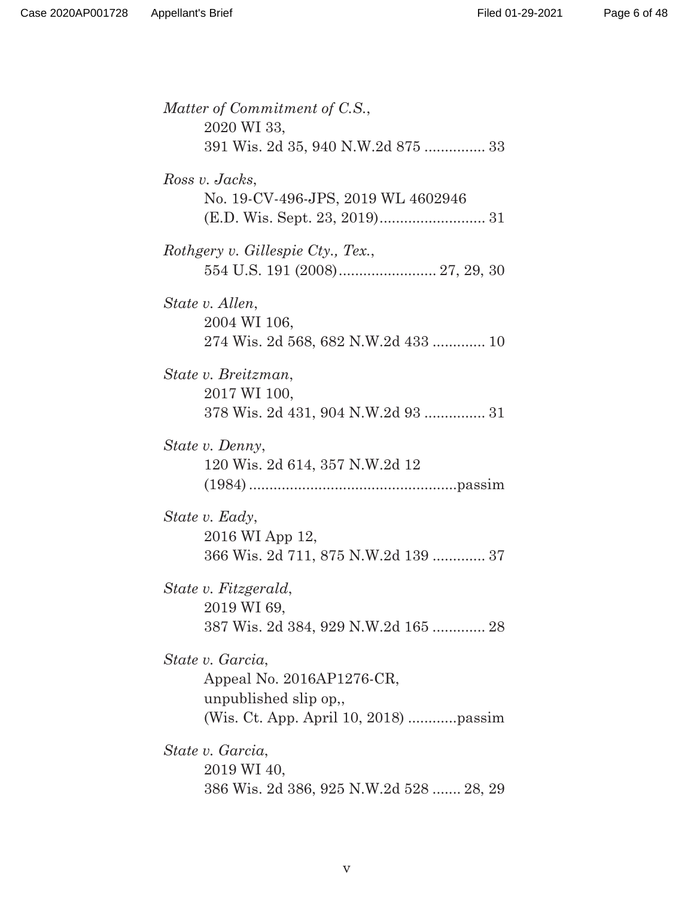*Matter of Commitment of C.S.*,
2020 WI 33,
391 Wis. 2d 35, 940 N.W.2d 875 ............... 33

*Ross v. Jacks*,
No. 19-CV-496-JPS, 2019 WL 4602946
(E.D. Wis. Sept. 23, 2019).......................... 31

*Rothgery v. Gillespie Cty., Tex.*,
554 U.S. 191 (2008)........................ 27, 29, 30

*State v. Allen*,
2004 WI 106,
274 Wis. 2d 568, 682 N.W.2d 433 ............. 10

*State v. Breitzman*,
2017 WI 100,
378 Wis. 2d 431, 904 N.W.2d 93 ............... 31

*State v. Denny*,
120 Wis. 2d 614, 357 N.W.2d 12
(1984) ...................................................passim

*State v. Eady*,
2016 WI App 12,
366 Wis. 2d 711, 875 N.W.2d 139 ............. 37

*State v. Fitzgerald*,
2019 WI 69,
387 Wis. 2d 384, 929 N.W.2d 165 ............. 28

*State v. Garcia*,
Appeal No. 2016AP1276-CR,
unpublished slip op,,
(Wis. Ct. App. April 10, 2018) ............passim

*State v. Garcia*,
2019 WI 40,
386 Wis. 2d 386, 925 N.W.2d 528 ....... 28, 29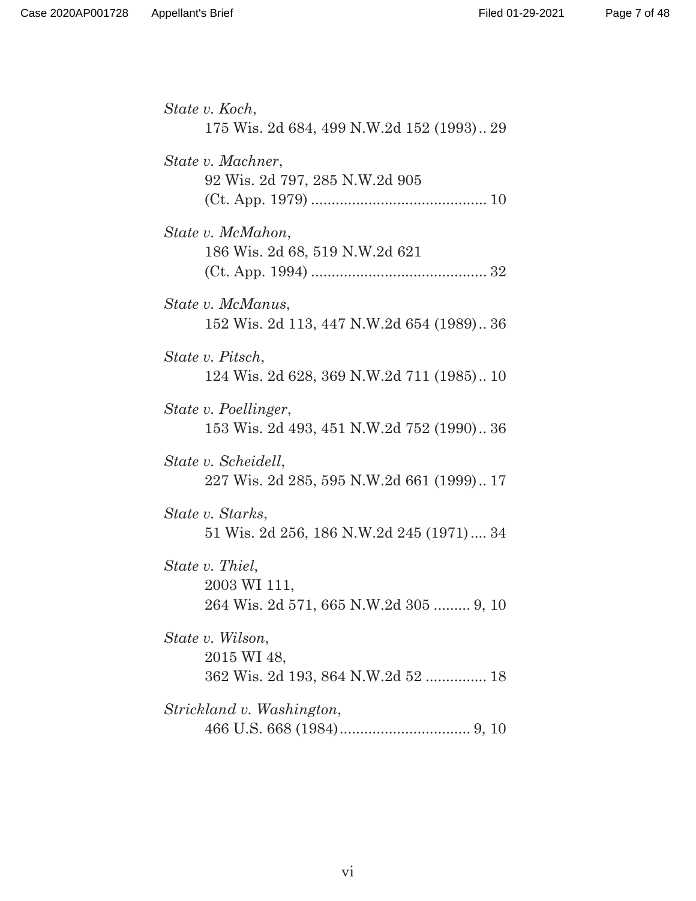*State v. Koch*,
175 Wis. 2d 684, 499 N.W.2d 152 (1993) .. 29

*State v. Machner*,
92 Wis. 2d 797, 285 N.W.2d 905
(Ct. App. 1979) .......................................... 10

*State v. McMahon*,
186 Wis. 2d 68, 519 N.W.2d 621
(Ct. App. 1994) .......................................... 32

*State v. McManus*,
152 Wis. 2d 113, 447 N.W.2d 654 (1989) .. 36

*State v. Pitsch*,
124 Wis. 2d 628, 369 N.W.2d 711 (1985) .. 10

*State v. Poellinger*,
153 Wis. 2d 493, 451 N.W.2d 752 (1990) .. 36

*State v. Scheidell*,
227 Wis. 2d 285, 595 N.W.2d 661 (1999) .. 17

*State v. Starks*,
51 Wis. 2d 256, 186 N.W.2d 245 (1971) .... 34

*State v. Thiel*,
2003 WI 111,
264 Wis. 2d 571, 665 N.W.2d 305 ......... 9, 10

*State v. Wilson*,
2015 WI 48,
362 Wis. 2d 193, 864 N.W.2d 52 ............... 18

*Strickland v. Washington*,
466 U.S. 668 (1984) ................................ 9, 10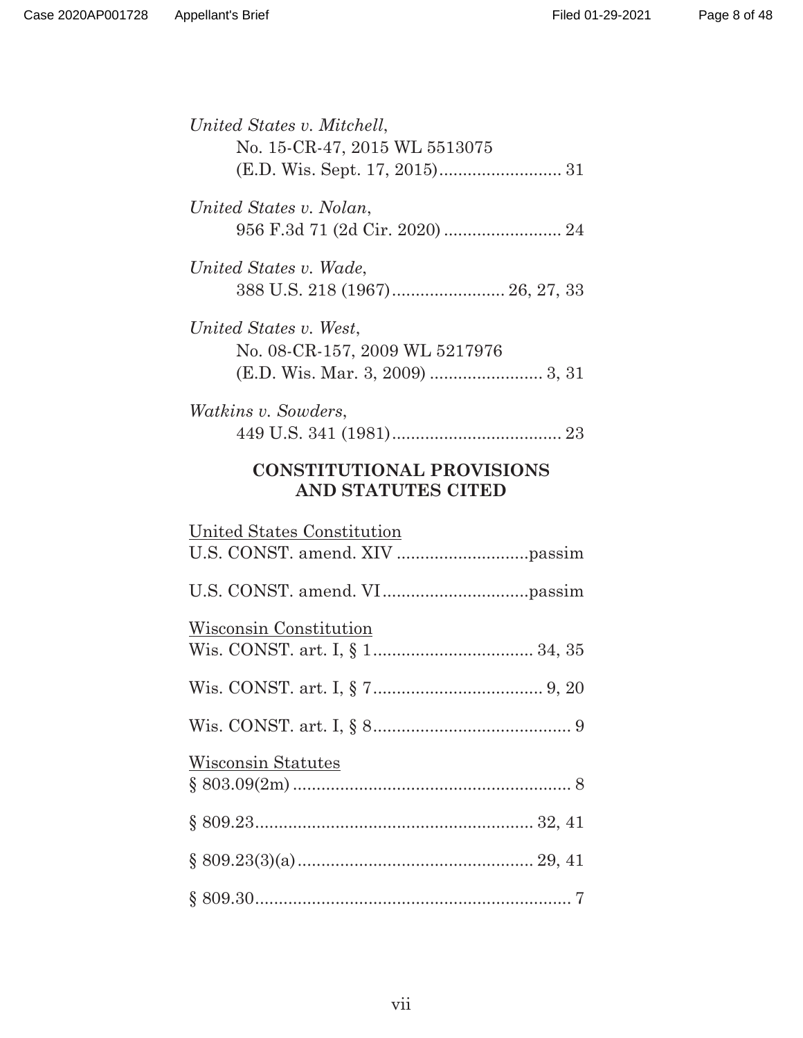*United States v. Mitchell*,
No. 15-CR-47, 2015 WL 5513075
(E.D. Wis. Sept. 17, 2015).......................... 31

*United States v. Nolan*,
956 F.3d 71 (2d Cir. 2020) ......................... 24

*United States v. Wade*,
388 U.S. 218 (1967)........................ 26, 27, 33

*United States v. West*,
No. 08-CR-157, 2009 WL 5217976
(E.D. Wis. Mar. 3, 2009) ........................ 3, 31

*Watkins v. Sowders*,
449 U.S. 341 (1981).................................... 23

## CONSTITUTIONAL PROVISIONS AND STATUTES CITED

United States Constitution

U.S. CONST. amend. XIV ............................passim

U.S. CONST. amend. VI...............................passim

Wisconsin Constitution

Wis. CONST. art. I, § 1................................. 34, 35

Wis. CONST. art. I, § 7................................... 9, 20

Wis. CONST. art. I, § 8.......................................... 9

Wisconsin Statutes

§ 803.09(2m) .......................................................... 8

§ 809.23.......................................................... 32, 41

§ 809.23(3)(a)................................................. 29, 41

§ 809.30................................................................... 7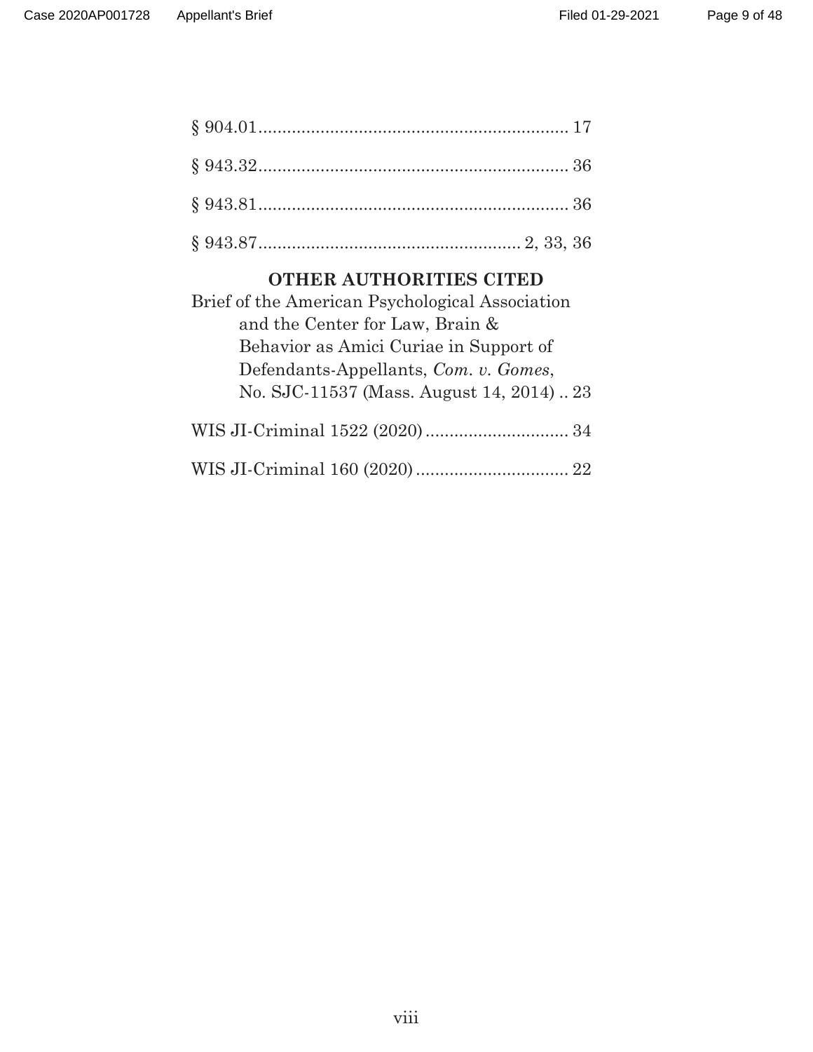§ 904.01................................................................ 17

§ 943.32................................................................ 36

§ 943.81................................................................ 36

§ 943.87...................................................... 2, 33, 36

**OTHER AUTHORITIES CITED**

Brief of the American Psychological Association and the Center for Law, Brain & Behavior as Amici Curiae in Support of Defendants-Appellants, *Com. v. Gomes*, No. SJC-11537 (Mass. August 14, 2014) .. 23

WIS JI-Criminal 1522 (2020) .............................. 34

WIS JI-Criminal 160 (2020) ................................ 22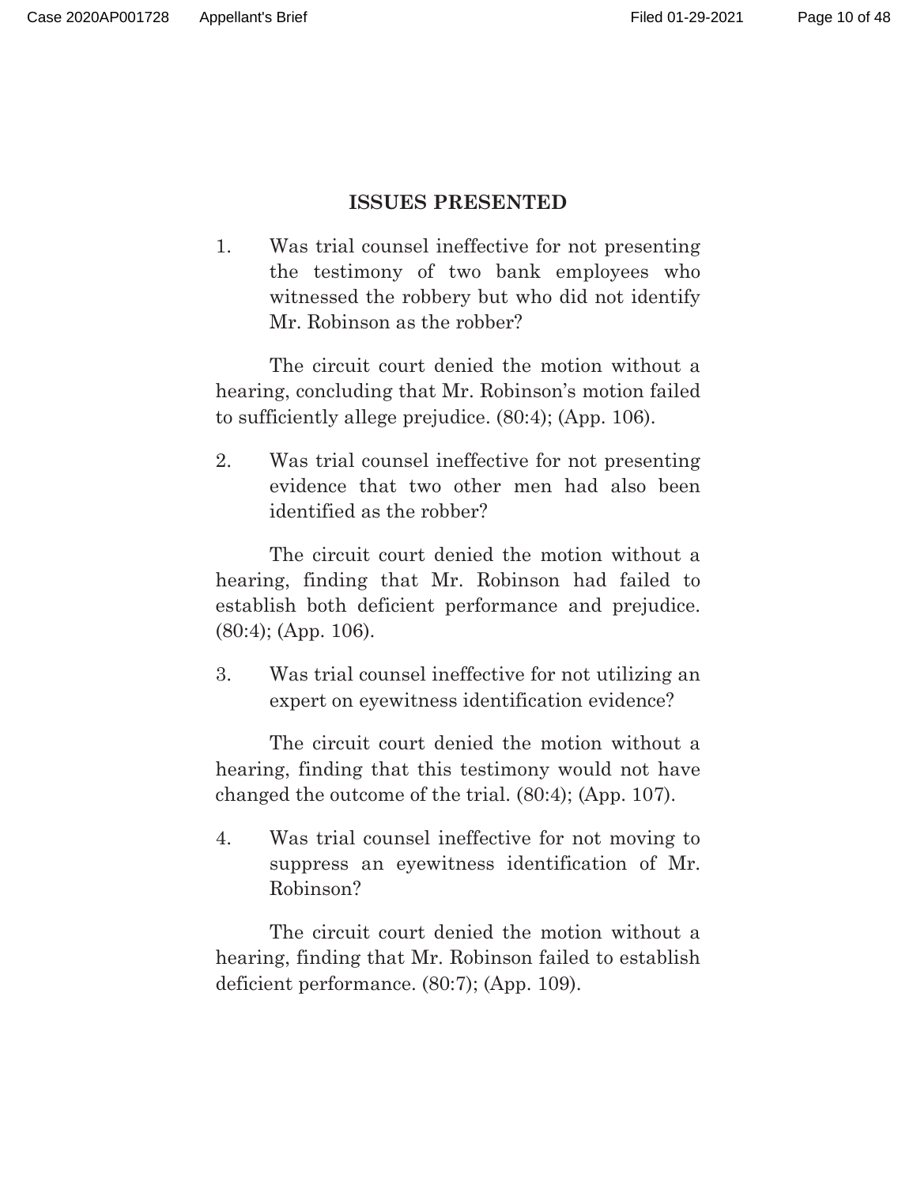## ISSUES PRESENTED

1. Was trial counsel ineffective for not presenting the testimony of two bank employees who witnessed the robbery but who did not identify Mr. Robinson as the robber?

   The circuit court denied the motion without a hearing, concluding that Mr. Robinson's motion failed to sufficiently allege prejudice. (80:4); (App. 106).

2. Was trial counsel ineffective for not presenting evidence that two other men had also been identified as the robber?

   The circuit court denied the motion without a hearing, finding that Mr. Robinson had failed to establish both deficient performance and prejudice. (80:4); (App. 106).

3. Was trial counsel ineffective for not utilizing an expert on eyewitness identification evidence?

   The circuit court denied the motion without a hearing, finding that this testimony would not have changed the outcome of the trial. (80:4); (App. 107).

4. Was trial counsel ineffective for not moving to suppress an eyewitness identification of Mr. Robinson?

   The circuit court denied the motion without a hearing, finding that Mr. Robinson failed to establish deficient performance. (80:7); (App. 109).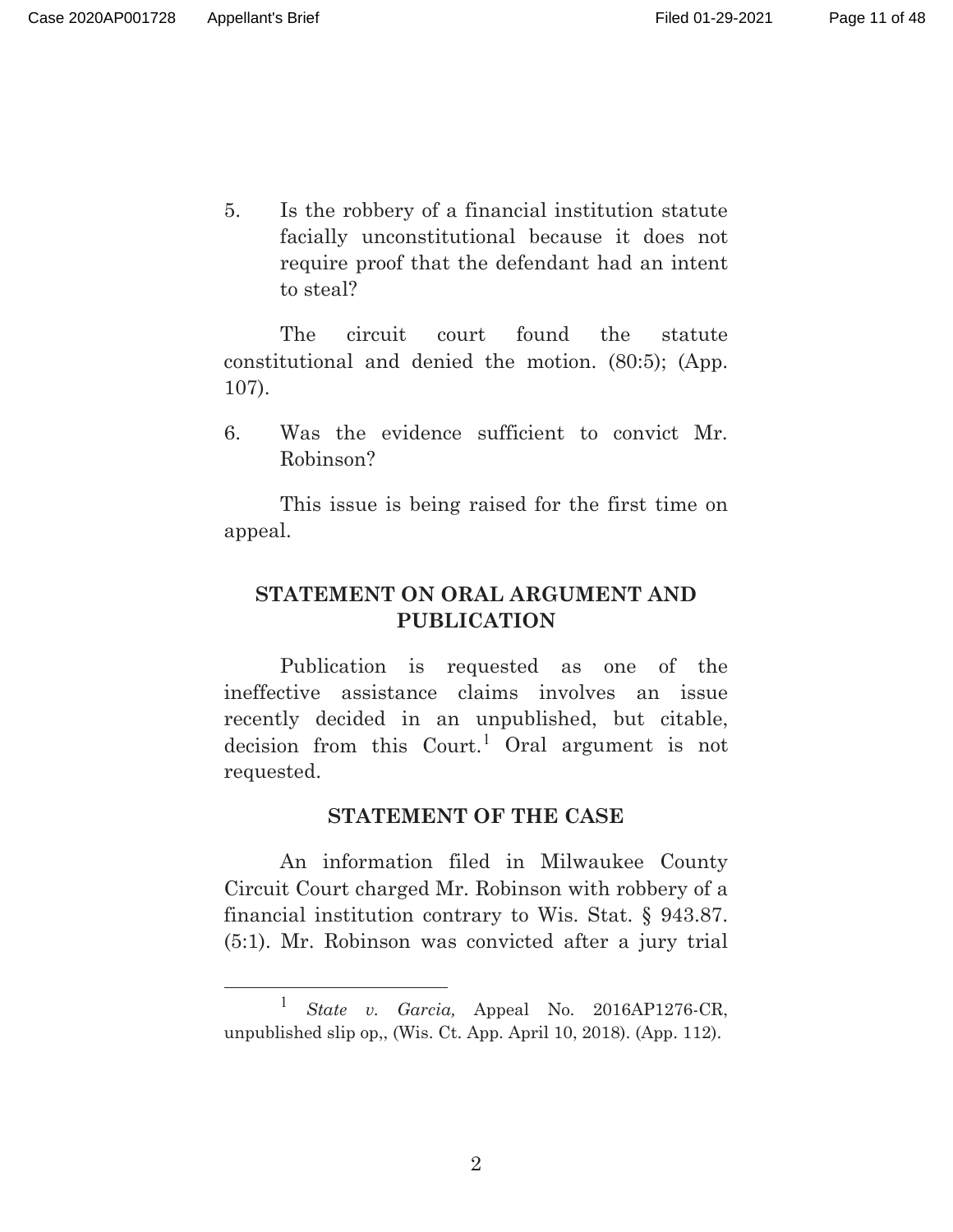5. Is the robbery of a financial institution statute facially unconstitutional because it does not require proof that the defendant had an intent to steal?

The circuit court found the statute constitutional and denied the motion. (80:5); (App. 107).

6. Was the evidence sufficient to convict Mr. Robinson?

This issue is being raised for the first time on appeal.

## STATEMENT ON ORAL ARGUMENT AND PUBLICATION

Publication is requested as one of the ineffective assistance claims involves an issue recently decided in an unpublished, but citable, decision from this Court.[1] Oral argument is not requested.

## STATEMENT OF THE CASE

An information filed in Milwaukee County Circuit Court charged Mr. Robinson with robbery of a financial institution contrary to Wis. Stat. § 943.87. (5:1). Mr. Robinson was convicted after a jury trial

---

[1] *State v. Garcia,* Appeal No. 2016AP1276-CR, unpublished slip op,, (Wis. Ct. App. April 10, 2018). (App. 112).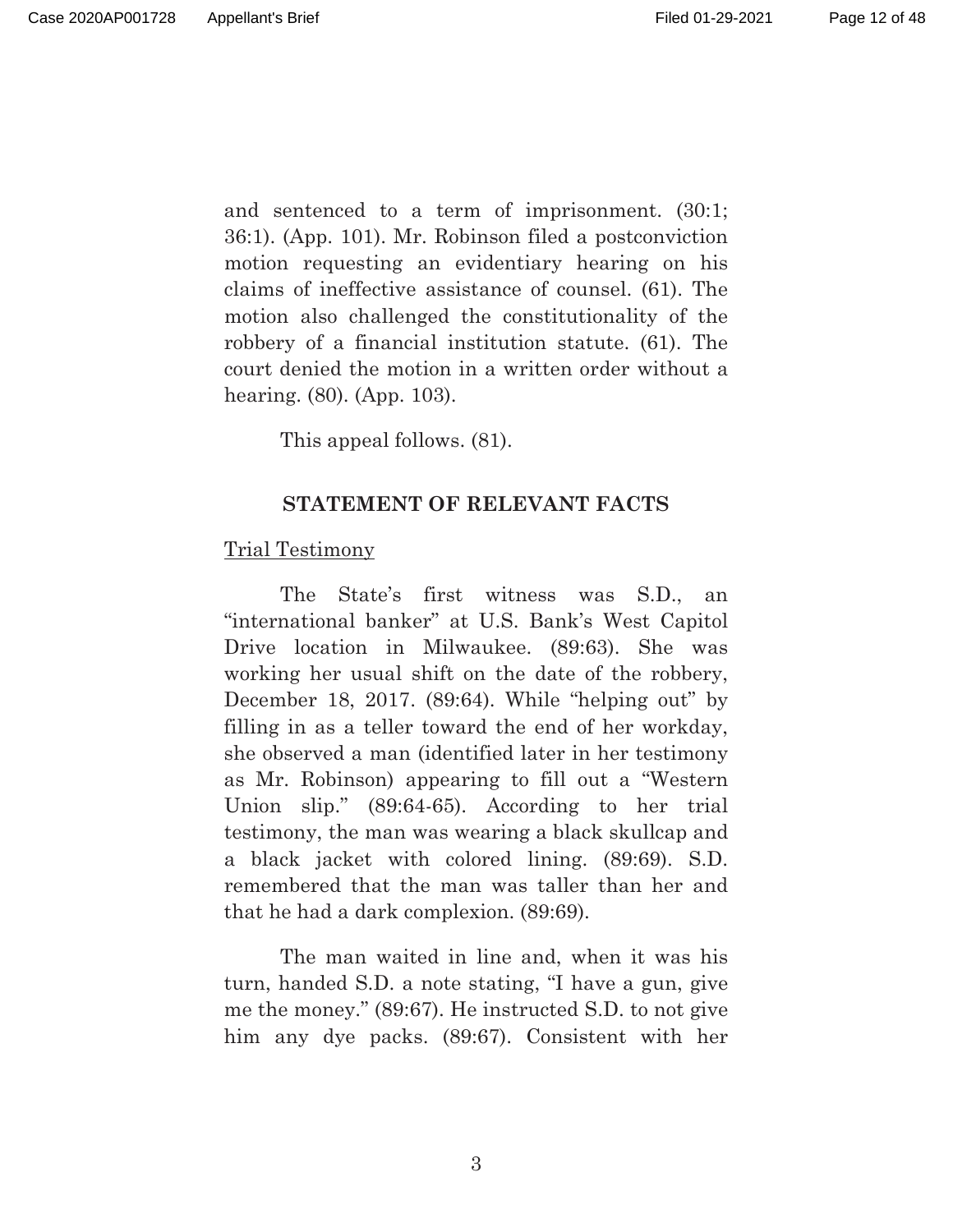and sentenced to a term of imprisonment. (30:1; 36:1). (App. 101). Mr. Robinson filed a postconviction motion requesting an evidentiary hearing on his claims of ineffective assistance of counsel. (61). The motion also challenged the constitutionality of the robbery of a financial institution statute. (61). The court denied the motion in a written order without a hearing. (80). (App. 103).

This appeal follows. (81).

## STATEMENT OF RELEVANT FACTS

Trial Testimony

The State's first witness was S.D., an "international banker" at U.S. Bank's West Capitol Drive location in Milwaukee. (89:63). She was working her usual shift on the date of the robbery, December 18, 2017. (89:64). While "helping out" by filling in as a teller toward the end of her workday, she observed a man (identified later in her testimony as Mr. Robinson) appearing to fill out a "Western Union slip." (89:64-65). According to her trial testimony, the man was wearing a black skullcap and a black jacket with colored lining. (89:69). S.D. remembered that the man was taller than her and that he had a dark complexion. (89:69).

The man waited in line and, when it was his turn, handed S.D. a note stating, "I have a gun, give me the money." (89:67). He instructed S.D. to not give him any dye packs. (89:67). Consistent with her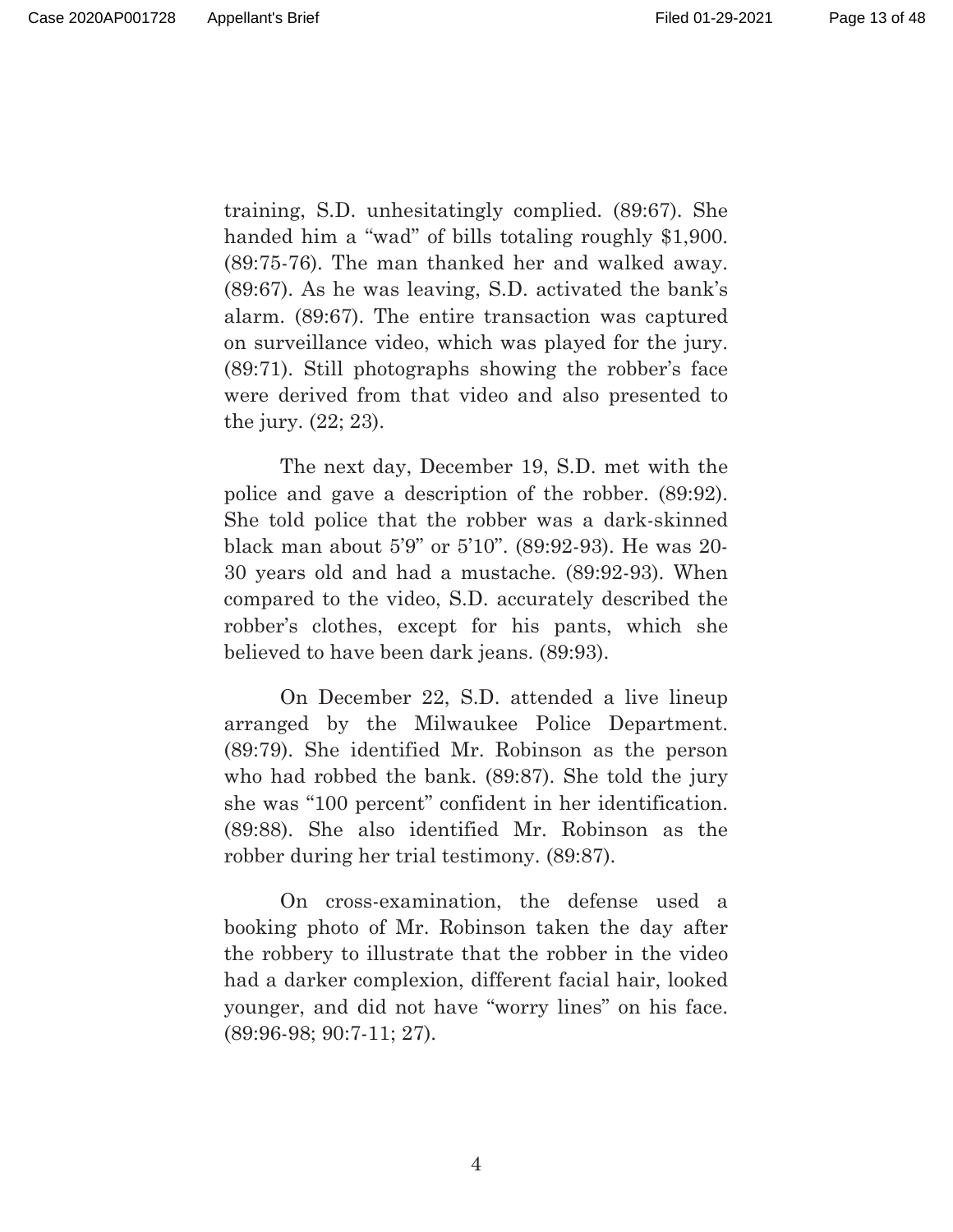training, S.D. unhesitatingly complied. (89:67). She handed him a "wad" of bills totaling roughly $1,900. (89:75-76). The man thanked her and walked away. (89:67). As he was leaving, S.D. activated the bank's alarm. (89:67). The entire transaction was captured on surveillance video, which was played for the jury. (89:71). Still photographs showing the robber's face were derived from that video and also presented to the jury. (22; 23).

The next day, December 19, S.D. met with the police and gave a description of the robber. (89:92). She told police that the robber was a dark-skinned black man about 5'9" or 5'10". (89:92-93). He was 20-30 years old and had a mustache. (89:92-93). When compared to the video, S.D. accurately described the robber's clothes, except for his pants, which she believed to have been dark jeans. (89:93).

On December 22, S.D. attended a live lineup arranged by the Milwaukee Police Department. (89:79). She identified Mr. Robinson as the person who had robbed the bank. (89:87). She told the jury she was "100 percent" confident in her identification. (89:88). She also identified Mr. Robinson as the robber during her trial testimony. (89:87).

On cross-examination, the defense used a booking photo of Mr. Robinson taken the day after the robbery to illustrate that the robber in the video had a darker complexion, different facial hair, looked younger, and did not have "worry lines" on his face. (89:96-98; 90:7-11; 27).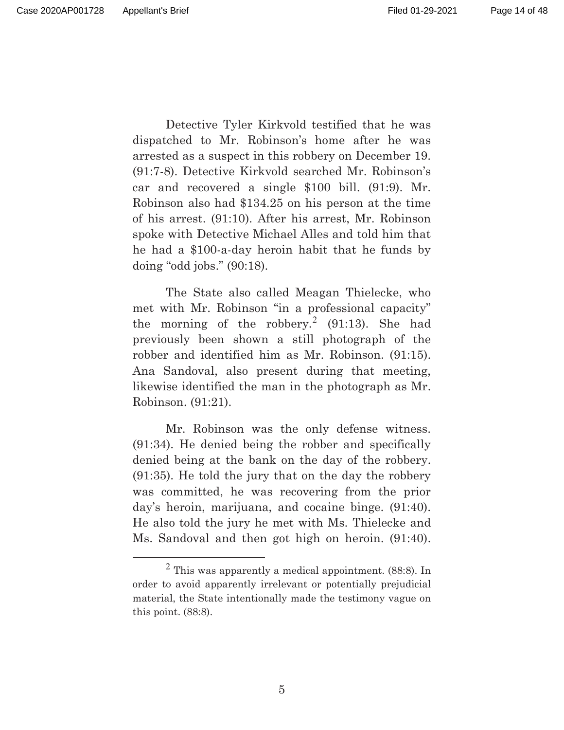Detective Tyler Kirkvold testified that he was dispatched to Mr. Robinson's home after he was arrested as a suspect in this robbery on December 19. (91:7-8). Detective Kirkvold searched Mr. Robinson's car and recovered a single $100 bill. (91:9). Mr. Robinson also had $134.25 on his person at the time of his arrest. (91:10). After his arrest, Mr. Robinson spoke with Detective Michael Alles and told him that he had a $100-a-day heroin habit that he funds by doing "odd jobs." (90:18).

The State also called Meagan Thielecke, who met with Mr. Robinson "in a professional capacity" the morning of the robbery.[2] (91:13). She had previously been shown a still photograph of the robber and identified him as Mr. Robinson. (91:15). Ana Sandoval, also present during that meeting, likewise identified the man in the photograph as Mr. Robinson. (91:21).

Mr. Robinson was the only defense witness. (91:34). He denied being the robber and specifically denied being at the bank on the day of the robbery. (91:35). He told the jury that on the day the robbery was committed, he was recovering from the prior day's heroin, marijuana, and cocaine binge. (91:40). He also told the jury he met with Ms. Thielecke and Ms. Sandoval and then got high on heroin. (91:40).

---

[2] This was apparently a medical appointment. (88:8). In order to avoid apparently irrelevant or potentially prejudicial material, the State intentionally made the testimony vague on this point. (88:8).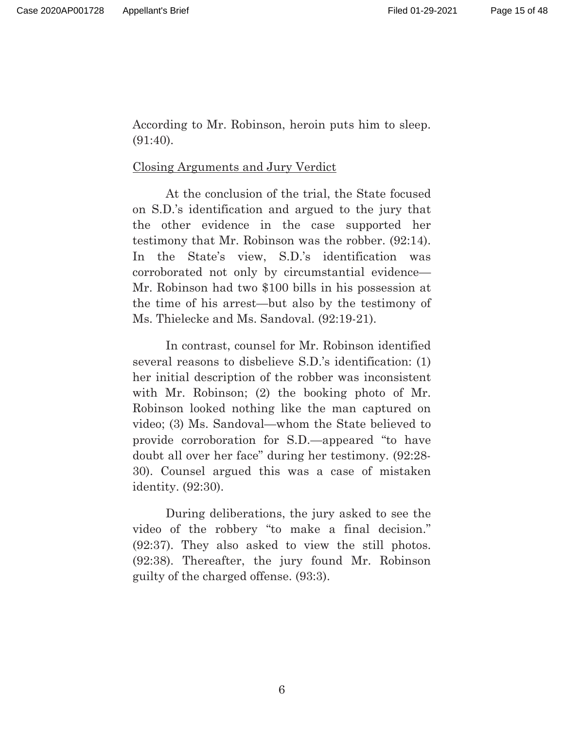According to Mr. Robinson, heroin puts him to sleep. (91:40).

<u>Closing Arguments and Jury Verdict</u>

At the conclusion of the trial, the State focused on S.D.'s identification and argued to the jury that the other evidence in the case supported her testimony that Mr. Robinson was the robber. (92:14). In the State's view, S.D.'s identification was corroborated not only by circumstantial evidence—Mr. Robinson had two $100 bills in his possession at the time of his arrest—but also by the testimony of Ms. Thielecke and Ms. Sandoval. (92:19-21).

In contrast, counsel for Mr. Robinson identified several reasons to disbelieve S.D.'s identification: (1) her initial description of the robber was inconsistent with Mr. Robinson; (2) the booking photo of Mr. Robinson looked nothing like the man captured on video; (3) Ms. Sandoval—whom the State believed to provide corroboration for S.D.—appeared "to have doubt all over her face" during her testimony. (92:28-30). Counsel argued this was a case of mistaken identity. (92:30).

During deliberations, the jury asked to see the video of the robbery "to make a final decision." (92:37). They also asked to view the still photos. (92:38). Thereafter, the jury found Mr. Robinson guilty of the charged offense. (93:3).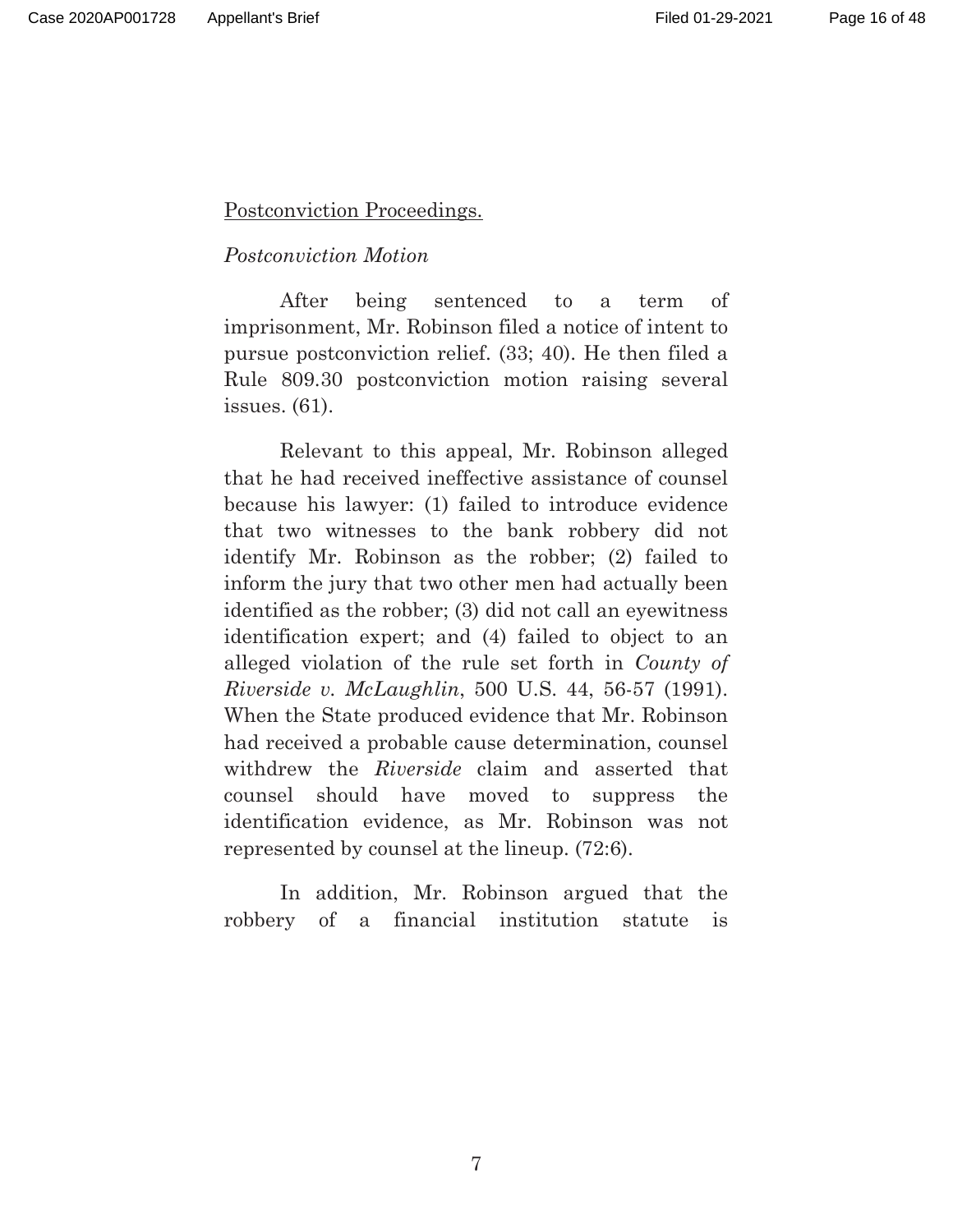<u>Postconviction Proceedings.</u>

*Postconviction Motion*

After being sentenced to a term of imprisonment, Mr. Robinson filed a notice of intent to pursue postconviction relief. (33; 40). He then filed a Rule 809.30 postconviction motion raising several issues. (61).

Relevant to this appeal, Mr. Robinson alleged that he had received ineffective assistance of counsel because his lawyer: (1) failed to introduce evidence that two witnesses to the bank robbery did not identify Mr. Robinson as the robber; (2) failed to inform the jury that two other men had actually been identified as the robber; (3) did not call an eyewitness identification expert; and (4) failed to object to an alleged violation of the rule set forth in *County of Riverside v. McLaughlin*, 500 U.S. 44, 56-57 (1991). When the State produced evidence that Mr. Robinson had received a probable cause determination, counsel withdrew the *Riverside* claim and asserted that counsel should have moved to suppress the identification evidence, as Mr. Robinson was not represented by counsel at the lineup. (72:6).

In addition, Mr. Robinson argued that the robbery of a financial institution statute is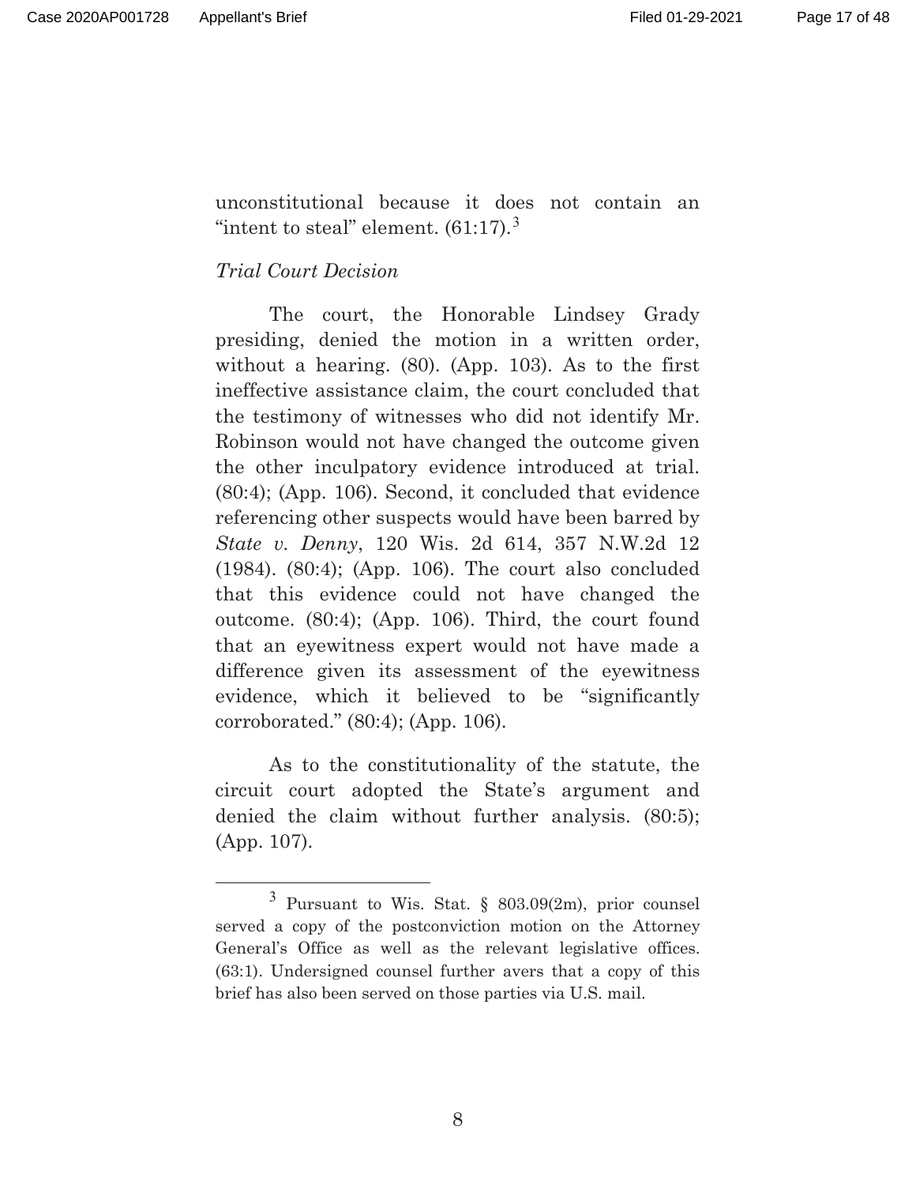unconstitutional because it does not contain an "intent to steal" element. (61:17).[3]

*Trial Court Decision*

The court, the Honorable Lindsey Grady presiding, denied the motion in a written order, without a hearing. (80). (App. 103). As to the first ineffective assistance claim, the court concluded that the testimony of witnesses who did not identify Mr. Robinson would not have changed the outcome given the other inculpatory evidence introduced at trial. (80:4); (App. 106). Second, it concluded that evidence referencing other suspects would have been barred by *State v. Denny*, 120 Wis. 2d 614, 357 N.W.2d 12 (1984). (80:4); (App. 106). The court also concluded that this evidence could not have changed the outcome. (80:4); (App. 106). Third, the court found that an eyewitness expert would not have made a difference given its assessment of the eyewitness evidence, which it believed to be "significantly corroborated." (80:4); (App. 106).

As to the constitutionality of the statute, the circuit court adopted the State's argument and denied the claim without further analysis. (80:5); (App. 107).

---

[3] Pursuant to Wis. Stat. § 803.09(2m), prior counsel served a copy of the postconviction motion on the Attorney General's Office as well as the relevant legislative offices. (63:1). Undersigned counsel further avers that a copy of this brief has also been served on those parties via U.S. mail.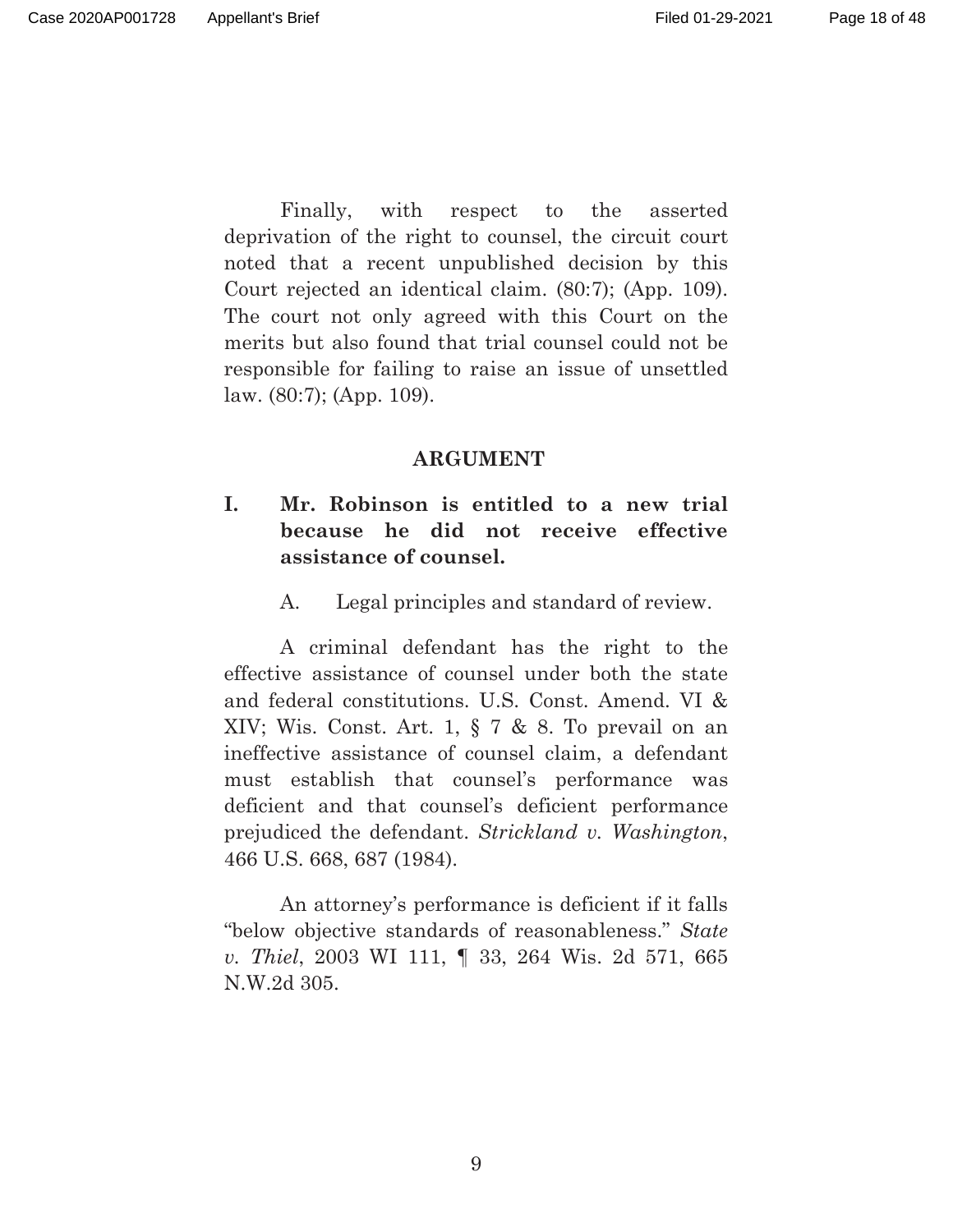Finally, with respect to the asserted deprivation of the right to counsel, the circuit court noted that a recent unpublished decision by this Court rejected an identical claim. (80:7); (App. 109). The court not only agreed with this Court on the merits but also found that trial counsel could not be responsible for failing to raise an issue of unsettled law. (80:7); (App. 109).

## ARGUMENT

### I. Mr. Robinson is entitled to a new trial because he did not receive effective assistance of counsel.

#### A. Legal principles and standard of review.

A criminal defendant has the right to the effective assistance of counsel under both the state and federal constitutions. U.S. Const. Amend. VI & XIV; Wis. Const. Art. 1, § 7 & 8. To prevail on an ineffective assistance of counsel claim, a defendant must establish that counsel's performance was deficient and that counsel's deficient performance prejudiced the defendant. *Strickland v. Washington*, 466 U.S. 668, 687 (1984).

An attorney's performance is deficient if it falls "below objective standards of reasonableness." *State v. Thiel*, 2003 WI 111, ¶ 33, 264 Wis. 2d 571, 665 N.W.2d 305.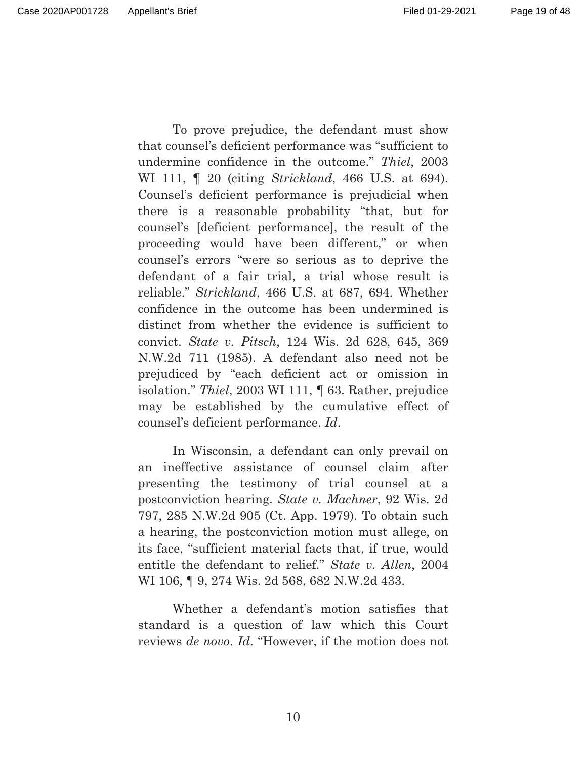To prove prejudice, the defendant must show that counsel's deficient performance was "sufficient to undermine confidence in the outcome." *Thiel*, 2003 WI 111, ¶ 20 (citing *Strickland*, 466 U.S. at 694). Counsel's deficient performance is prejudicial when there is a reasonable probability "that, but for counsel's [deficient performance], the result of the proceeding would have been different," or when counsel's errors "were so serious as to deprive the defendant of a fair trial, a trial whose result is reliable." *Strickland*, 466 U.S. at 687, 694. Whether confidence in the outcome has been undermined is distinct from whether the evidence is sufficient to convict. *State v. Pitsch*, 124 Wis. 2d 628, 645, 369 N.W.2d 711 (1985). A defendant also need not be prejudiced by "each deficient act or omission in isolation." *Thiel*, 2003 WI 111, ¶ 63. Rather, prejudice may be established by the cumulative effect of counsel's deficient performance. *Id*.

In Wisconsin, a defendant can only prevail on an ineffective assistance of counsel claim after presenting the testimony of trial counsel at a postconviction hearing. *State v. Machner*, 92 Wis. 2d 797, 285 N.W.2d 905 (Ct. App. 1979). To obtain such a hearing, the postconviction motion must allege, on its face, "sufficient material facts that, if true, would entitle the defendant to relief." *State v. Allen*, 2004 WI 106, ¶ 9, 274 Wis. 2d 568, 682 N.W.2d 433.

Whether a defendant's motion satisfies that standard is a question of law which this Court reviews *de novo*. *Id*. "However, if the motion does not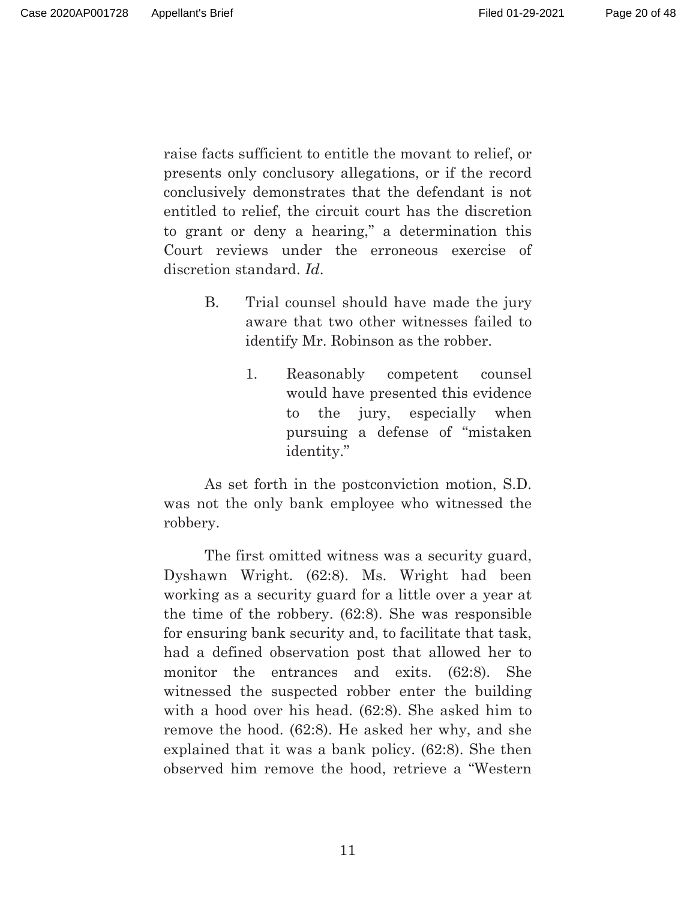raise facts sufficient to entitle the movant to relief, or presents only conclusory allegations, or if the record conclusively demonstrates that the defendant is not entitled to relief, the circuit court has the discretion to grant or deny a hearing," a determination this Court reviews under the erroneous exercise of discretion standard. *Id*.

### B. Trial counsel should have made the jury aware that two other witnesses failed to identify Mr. Robinson as the robber.

#### 1. Reasonably competent counsel would have presented this evidence to the jury, especially when pursuing a defense of "mistaken identity."

As set forth in the postconviction motion, S.D. was not the only bank employee who witnessed the robbery.

The first omitted witness was a security guard, Dyshawn Wright. (62:8). Ms. Wright had been working as a security guard for a little over a year at the time of the robbery. (62:8). She was responsible for ensuring bank security and, to facilitate that task, had a defined observation post that allowed her to monitor the entrances and exits. (62:8). She witnessed the suspected robber enter the building with a hood over his head. (62:8). She asked him to remove the hood. (62:8). He asked her why, and she explained that it was a bank policy. (62:8). She then observed him remove the hood, retrieve a "Western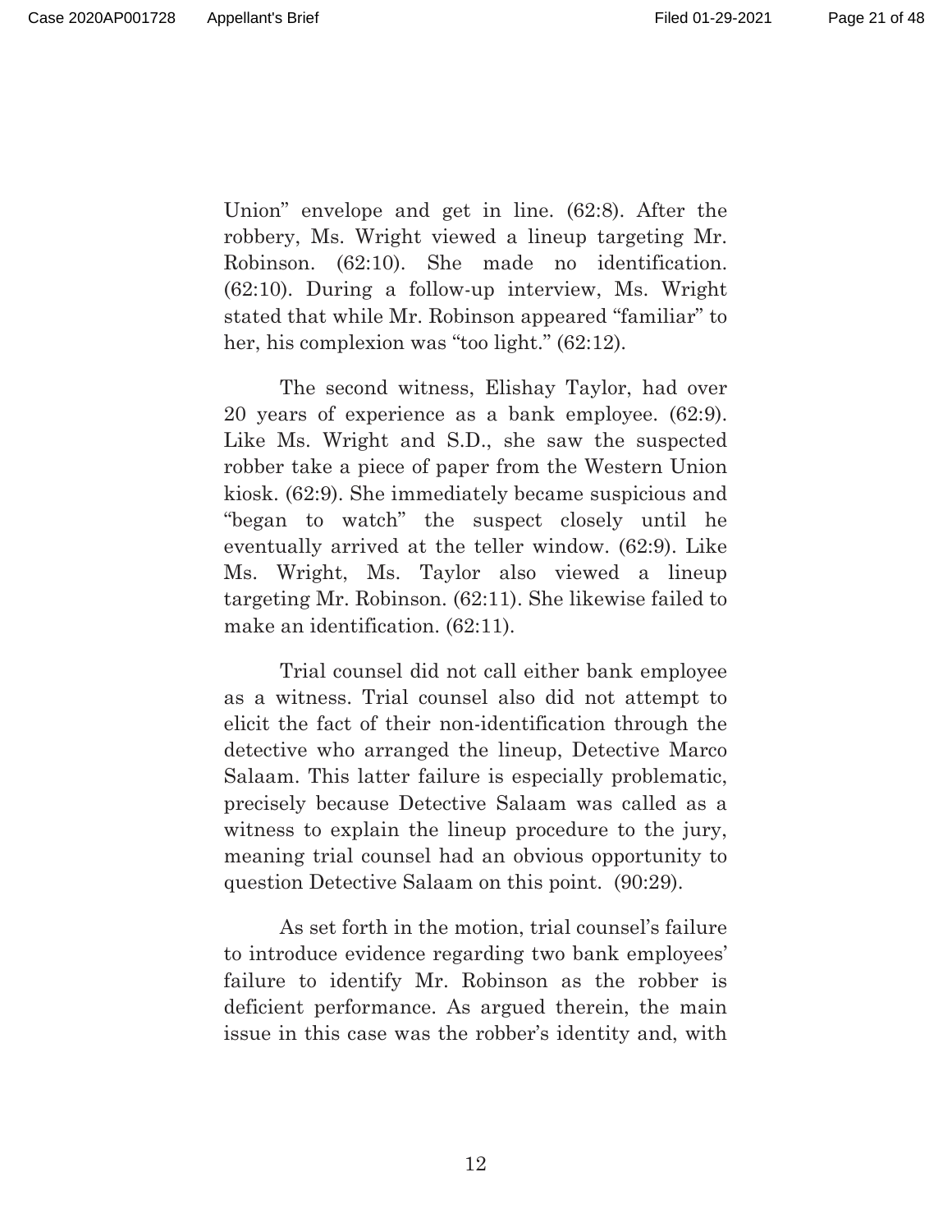Union" envelope and get in line. (62:8). After the robbery, Ms. Wright viewed a lineup targeting Mr. Robinson. (62:10). She made no identification. (62:10). During a follow-up interview, Ms. Wright stated that while Mr. Robinson appeared "familiar" to her, his complexion was "too light." (62:12).

The second witness, Elishay Taylor, had over 20 years of experience as a bank employee. (62:9). Like Ms. Wright and S.D., she saw the suspected robber take a piece of paper from the Western Union kiosk. (62:9). She immediately became suspicious and "began to watch" the suspect closely until he eventually arrived at the teller window. (62:9). Like Ms. Wright, Ms. Taylor also viewed a lineup targeting Mr. Robinson. (62:11). She likewise failed to make an identification. (62:11).

Trial counsel did not call either bank employee as a witness. Trial counsel also did not attempt to elicit the fact of their non-identification through the detective who arranged the lineup, Detective Marco Salaam. This latter failure is especially problematic, precisely because Detective Salaam was called as a witness to explain the lineup procedure to the jury, meaning trial counsel had an obvious opportunity to question Detective Salaam on this point. (90:29).

As set forth in the motion, trial counsel's failure to introduce evidence regarding two bank employees' failure to identify Mr. Robinson as the robber is deficient performance. As argued therein, the main issue in this case was the robber's identity and, with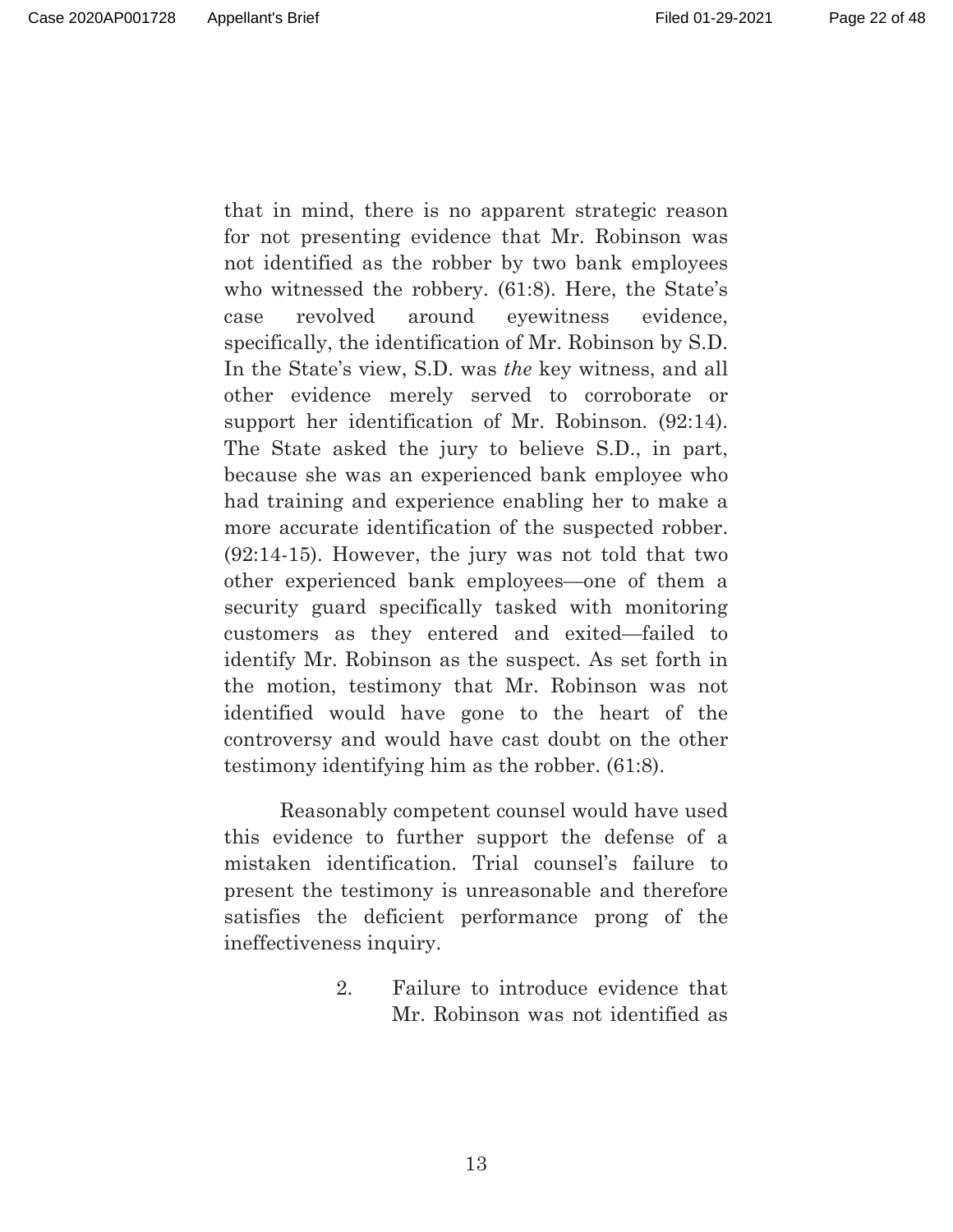that in mind, there is no apparent strategic reason for not presenting evidence that Mr. Robinson was not identified as the robber by two bank employees who witnessed the robbery. (61:8). Here, the State's case revolved around eyewitness evidence, specifically, the identification of Mr. Robinson by S.D. In the State's view, S.D. was *the* key witness, and all other evidence merely served to corroborate or support her identification of Mr. Robinson. (92:14). The State asked the jury to believe S.D., in part, because she was an experienced bank employee who had training and experience enabling her to make a more accurate identification of the suspected robber. (92:14-15). However, the jury was not told that two other experienced bank employees—one of them a security guard specifically tasked with monitoring customers as they entered and exited—failed to identify Mr. Robinson as the suspect. As set forth in the motion, testimony that Mr. Robinson was not identified would have gone to the heart of the controversy and would have cast doubt on the other testimony identifying him as the robber. (61:8).

Reasonably competent counsel would have used this evidence to further support the defense of a mistaken identification. Trial counsel's failure to present the testimony is unreasonable and therefore satisfies the deficient performance prong of the ineffectiveness inquiry.

2. Failure to introduce evidence that Mr. Robinson was not identified as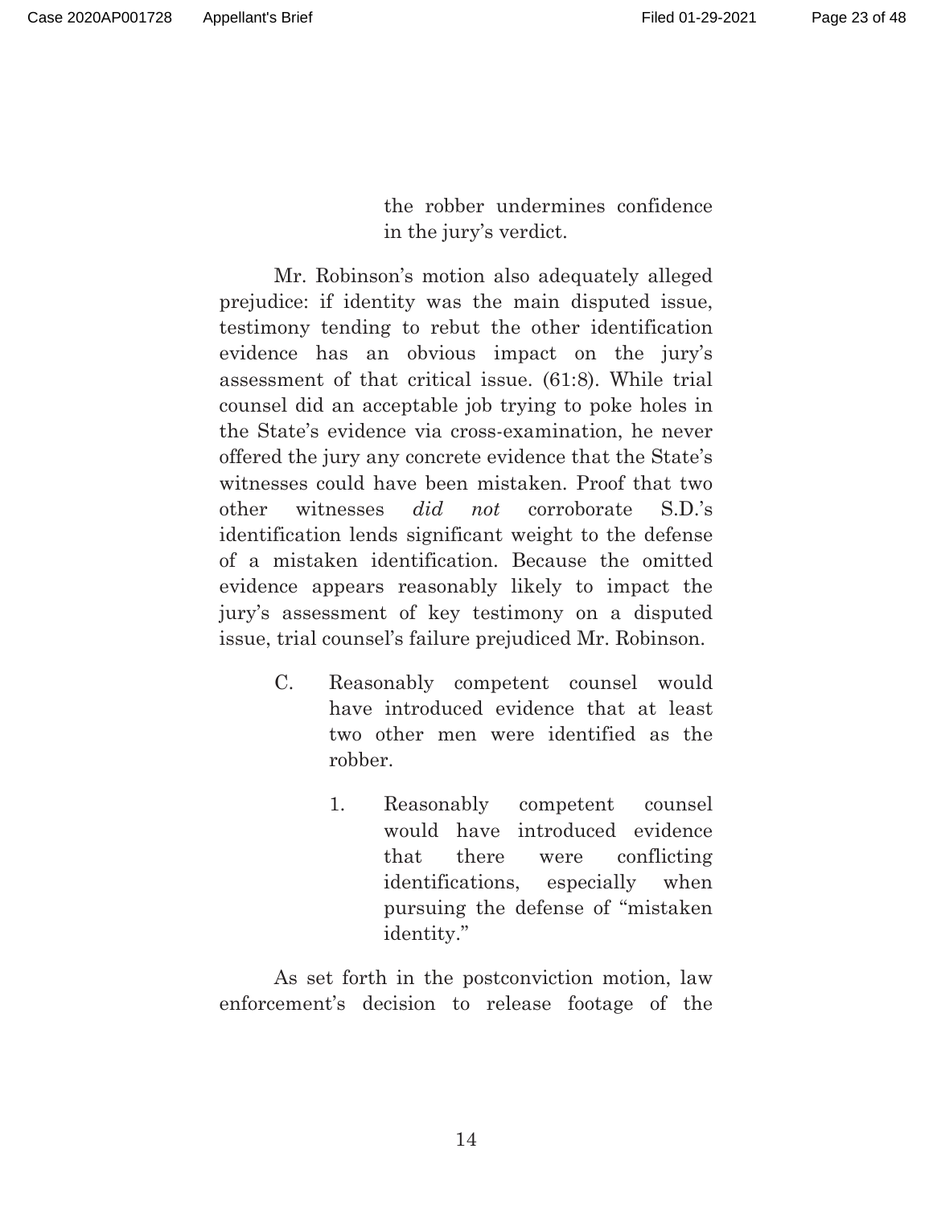the robber undermines confidence in the jury's verdict.

Mr. Robinson's motion also adequately alleged prejudice: if identity was the main disputed issue, testimony tending to rebut the other identification evidence has an obvious impact on the jury's assessment of that critical issue. (61:8). While trial counsel did an acceptable job trying to poke holes in the State's evidence via cross-examination, he never offered the jury any concrete evidence that the State's witnesses could have been mistaken. Proof that two other witnesses *did not* corroborate S.D.'s identification lends significant weight to the defense of a mistaken identification. Because the omitted evidence appears reasonably likely to impact the jury's assessment of key testimony on a disputed issue, trial counsel's failure prejudiced Mr. Robinson.

### C. Reasonably competent counsel would have introduced evidence that at least two other men were identified as the robber.

#### 1. Reasonably competent counsel would have introduced evidence that there were conflicting identifications, especially when pursuing the defense of "mistaken identity."

As set forth in the postconviction motion, law enforcement's decision to release footage of the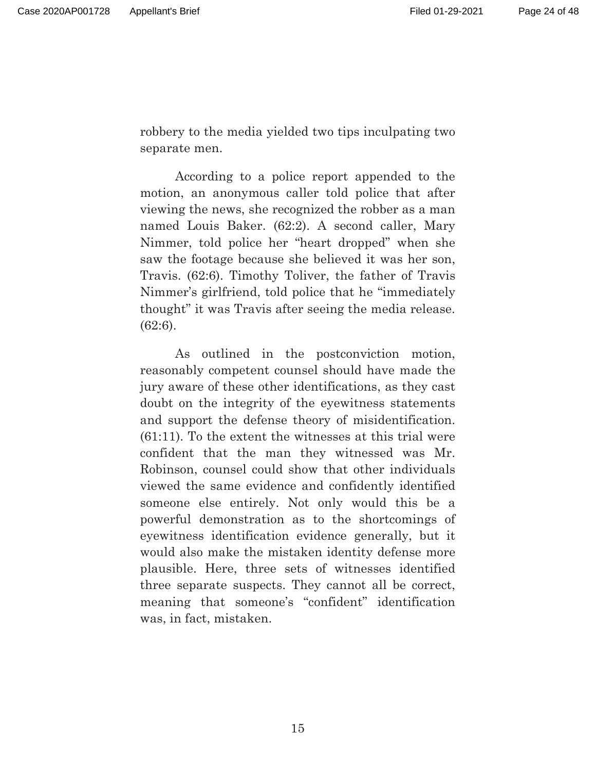robbery to the media yielded two tips inculpating two separate men.

According to a police report appended to the motion, an anonymous caller told police that after viewing the news, she recognized the robber as a man named Louis Baker. (62:2). A second caller, Mary Nimmer, told police her "heart dropped" when she saw the footage because she believed it was her son, Travis. (62:6). Timothy Toliver, the father of Travis Nimmer's girlfriend, told police that he "immediately thought" it was Travis after seeing the media release. (62:6).

As outlined in the postconviction motion, reasonably competent counsel should have made the jury aware of these other identifications, as they cast doubt on the integrity of the eyewitness statements and support the defense theory of misidentification. (61:11). To the extent the witnesses at this trial were confident that the man they witnessed was Mr. Robinson, counsel could show that other individuals viewed the same evidence and confidently identified someone else entirely. Not only would this be a powerful demonstration as to the shortcomings of eyewitness identification evidence generally, but it would also make the mistaken identity defense more plausible. Here, three sets of witnesses identified three separate suspects. They cannot all be correct, meaning that someone's "confident" identification was, in fact, mistaken.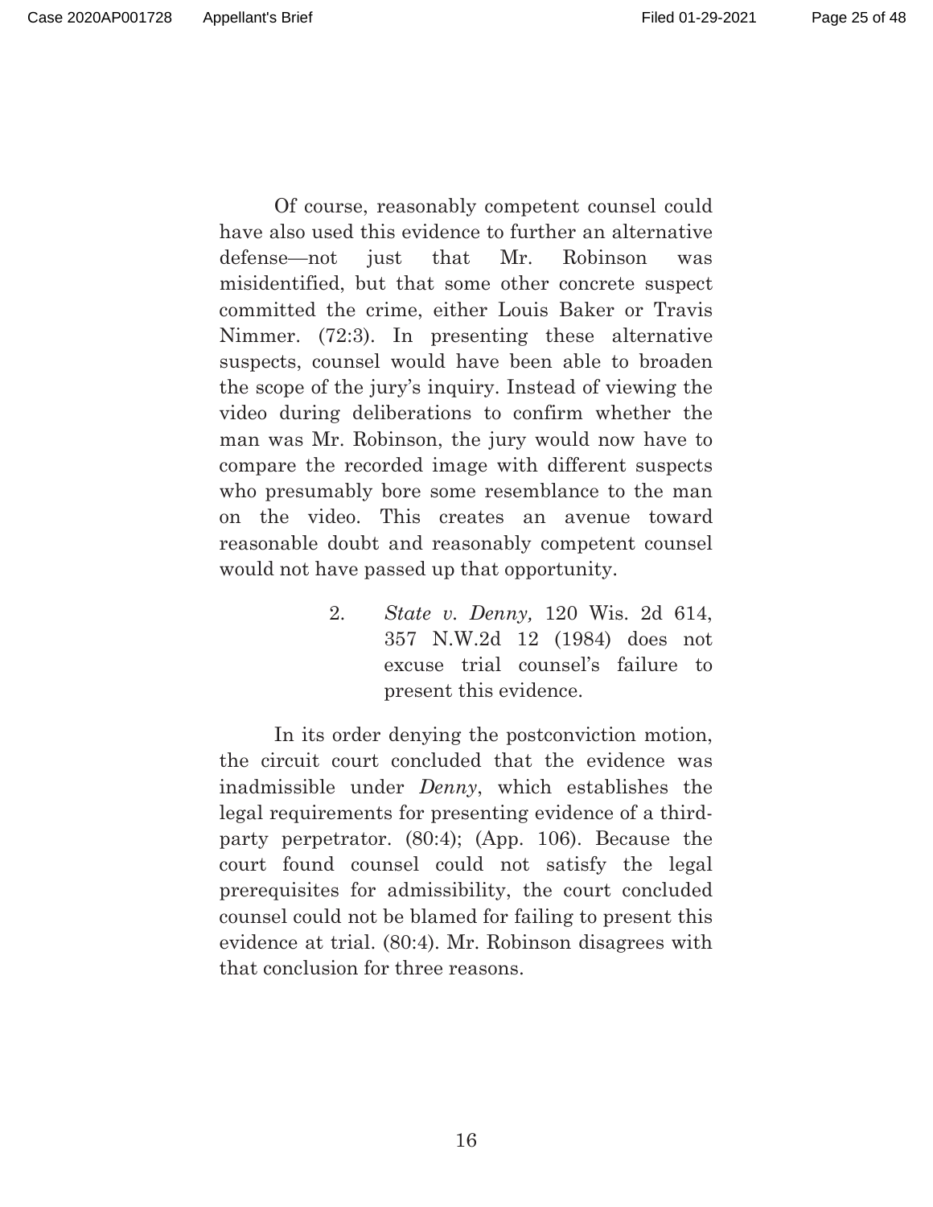Of course, reasonably competent counsel could have also used this evidence to further an alternative defense—not just that Mr. Robinson was misidentified, but that some other concrete suspect committed the crime, either Louis Baker or Travis Nimmer. (72:3). In presenting these alternative suspects, counsel would have been able to broaden the scope of the jury's inquiry. Instead of viewing the video during deliberations to confirm whether the man was Mr. Robinson, the jury would now have to compare the recorded image with different suspects who presumably bore some resemblance to the man on the video. This creates an avenue toward reasonable doubt and reasonably competent counsel would not have passed up that opportunity.

2. *State v. Denny,* 120 Wis. 2d 614, 357 N.W.2d 12 (1984) does not excuse trial counsel's failure to present this evidence.

In its order denying the postconviction motion, the circuit court concluded that the evidence was inadmissible under *Denny*, which establishes the legal requirements for presenting evidence of a third-party perpetrator. (80:4); (App. 106). Because the court found counsel could not satisfy the legal prerequisites for admissibility, the court concluded counsel could not be blamed for failing to present this evidence at trial. (80:4). Mr. Robinson disagrees with that conclusion for three reasons.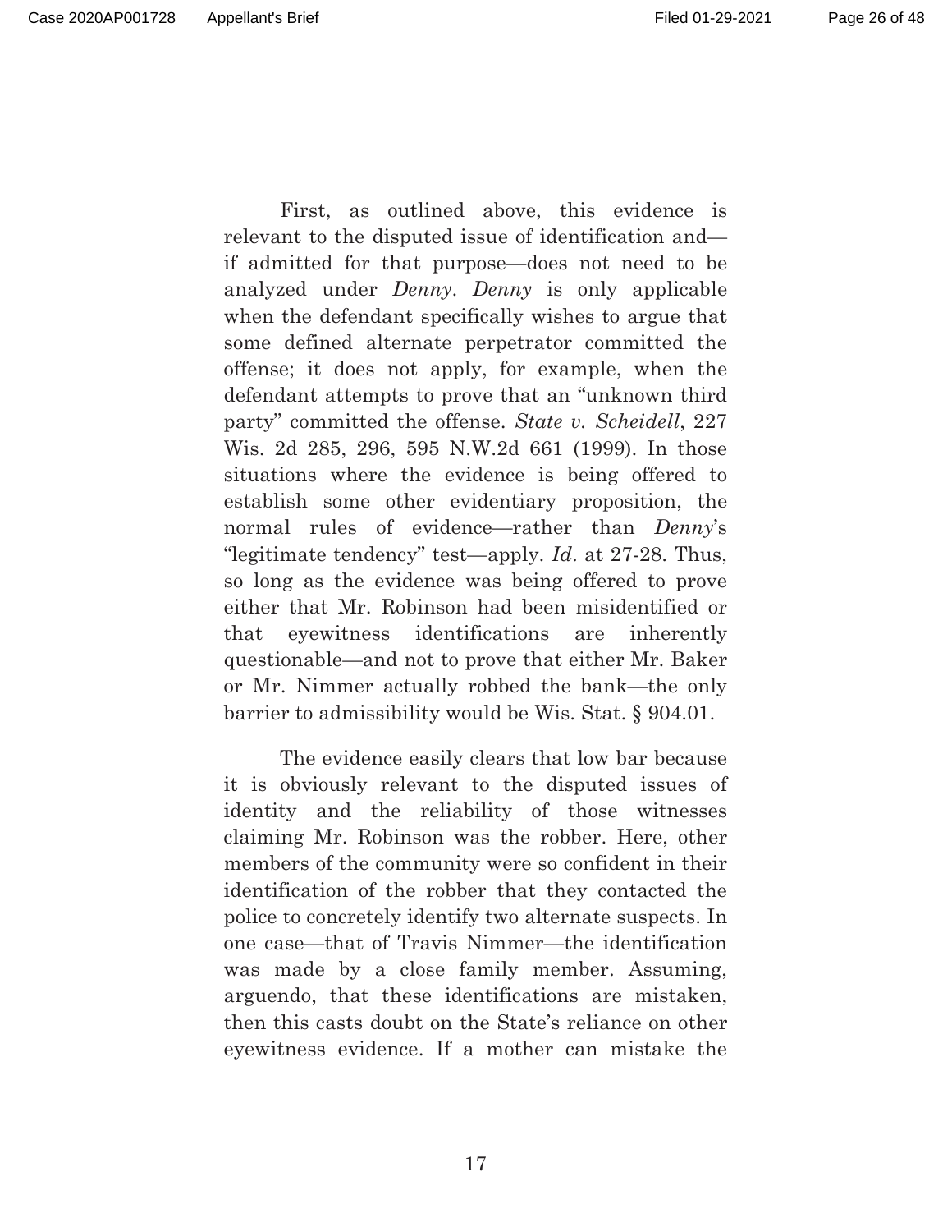First, as outlined above, this evidence is relevant to the disputed issue of identification and—if admitted for that purpose—does not need to be analyzed under *Denny*. *Denny* is only applicable when the defendant specifically wishes to argue that some defined alternate perpetrator committed the offense; it does not apply, for example, when the defendant attempts to prove that an "unknown third party" committed the offense. *State v. Scheidell*, 227 Wis. 2d 285, 296, 595 N.W.2d 661 (1999). In those situations where the evidence is being offered to establish some other evidentiary proposition, the normal rules of evidence—rather than *Denny*'s "legitimate tendency" test—apply. *Id*. at 27-28. Thus, so long as the evidence was being offered to prove either that Mr. Robinson had been misidentified or that eyewitness identifications are inherently questionable—and not to prove that either Mr. Baker or Mr. Nimmer actually robbed the bank—the only barrier to admissibility would be Wis. Stat. § 904.01.

The evidence easily clears that low bar because it is obviously relevant to the disputed issues of identity and the reliability of those witnesses claiming Mr. Robinson was the robber. Here, other members of the community were so confident in their identification of the robber that they contacted the police to concretely identify two alternate suspects. In one case—that of Travis Nimmer—the identification was made by a close family member. Assuming, arguendo, that these identifications are mistaken, then this casts doubt on the State's reliance on other eyewitness evidence. If a mother can mistake the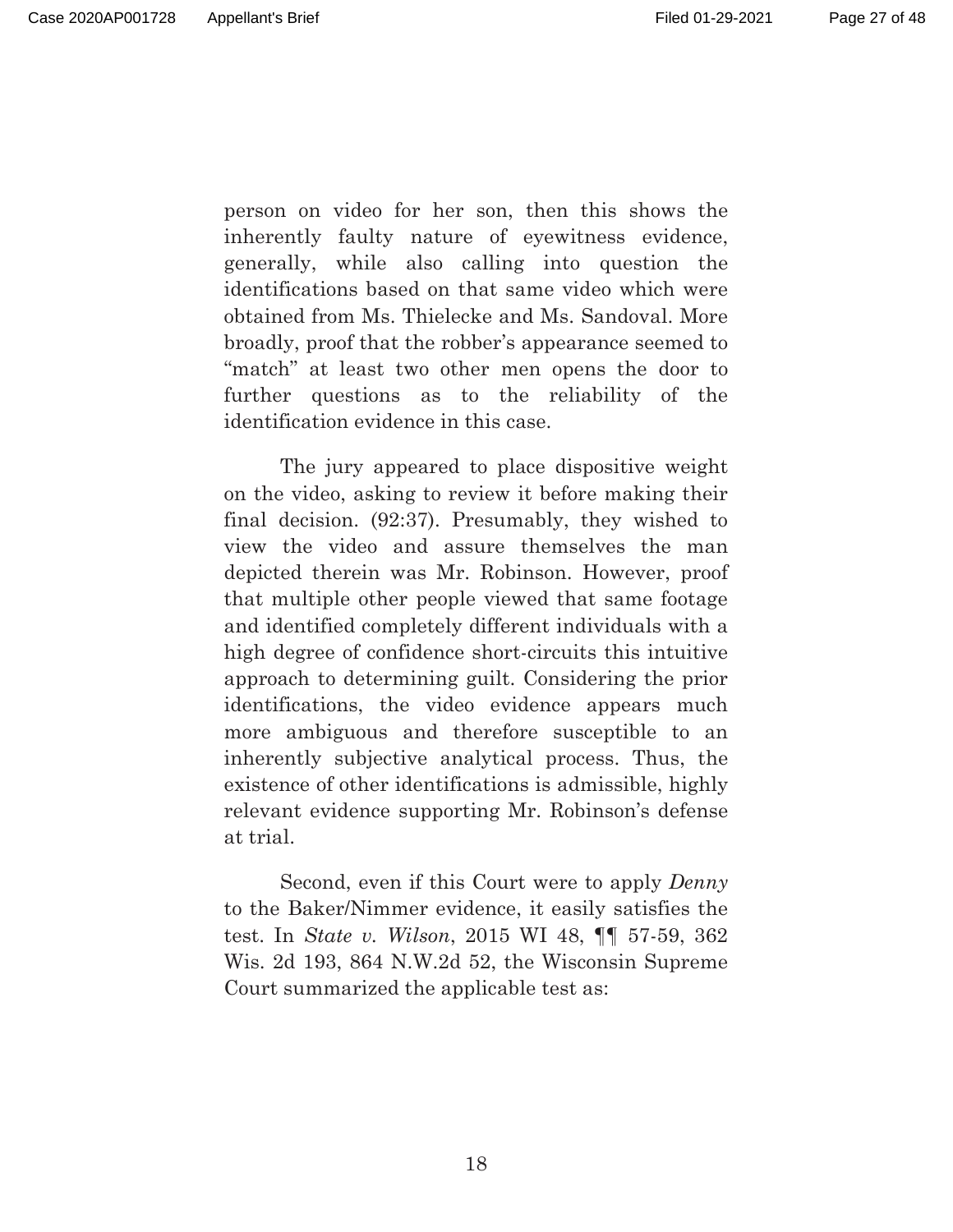person on video for her son, then this shows the inherently faulty nature of eyewitness evidence, generally, while also calling into question the identifications based on that same video which were obtained from Ms. Thielecke and Ms. Sandoval. More broadly, proof that the robber's appearance seemed to "match" at least two other men opens the door to further questions as to the reliability of the identification evidence in this case.

The jury appeared to place dispositive weight on the video, asking to review it before making their final decision. (92:37). Presumably, they wished to view the video and assure themselves the man depicted therein was Mr. Robinson. However, proof that multiple other people viewed that same footage and identified completely different individuals with a high degree of confidence short-circuits this intuitive approach to determining guilt. Considering the prior identifications, the video evidence appears much more ambiguous and therefore susceptible to an inherently subjective analytical process. Thus, the existence of other identifications is admissible, highly relevant evidence supporting Mr. Robinson's defense at trial.

Second, even if this Court were to apply *Denny* to the Baker/Nimmer evidence, it easily satisfies the test. In *State v. Wilson*, 2015 WI 48, ¶¶ 57-59, 362 Wis. 2d 193, 864 N.W.2d 52, the Wisconsin Supreme Court summarized the applicable test as: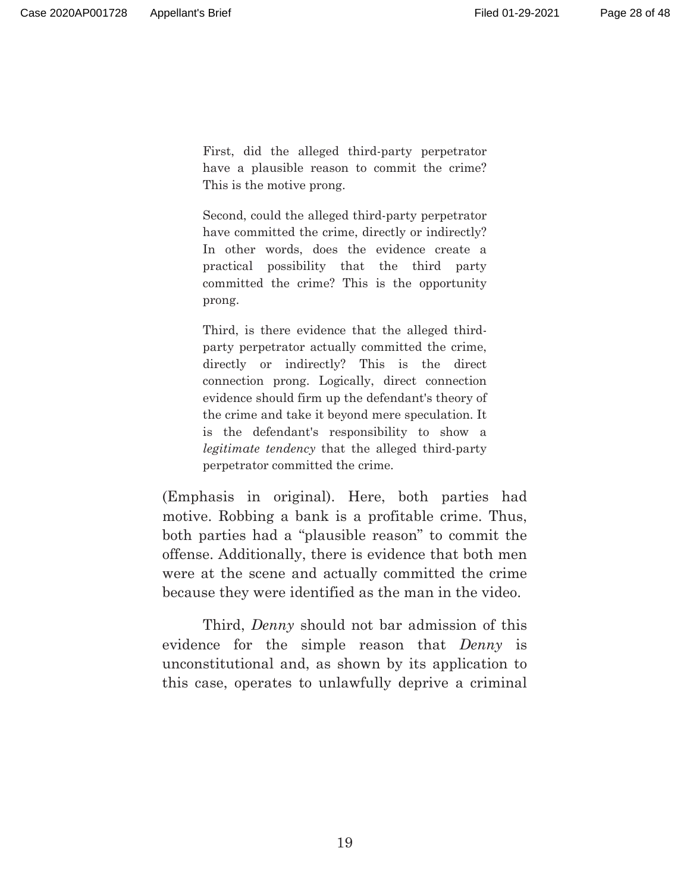> First, did the alleged third-party perpetrator have a plausible reason to commit the crime? This is the motive prong.
>
> Second, could the alleged third-party perpetrator have committed the crime, directly or indirectly? In other words, does the evidence create a practical possibility that the third party committed the crime? This is the opportunity prong.
>
> Third, is there evidence that the alleged third-party perpetrator actually committed the crime, directly or indirectly? This is the direct connection prong. Logically, direct connection evidence should firm up the defendant's theory of the crime and take it beyond mere speculation. It is the defendant's responsibility to show a *legitimate tendency* that the alleged third-party perpetrator committed the crime.

(Emphasis in original). Here, both parties had motive. Robbing a bank is a profitable crime. Thus, both parties had a "plausible reason" to commit the offense. Additionally, there is evidence that both men were at the scene and actually committed the crime because they were identified as the man in the video.

Third, *Denny* should not bar admission of this evidence for the simple reason that *Denny* is unconstitutional and, as shown by its application to this case, operates to unlawfully deprive a criminal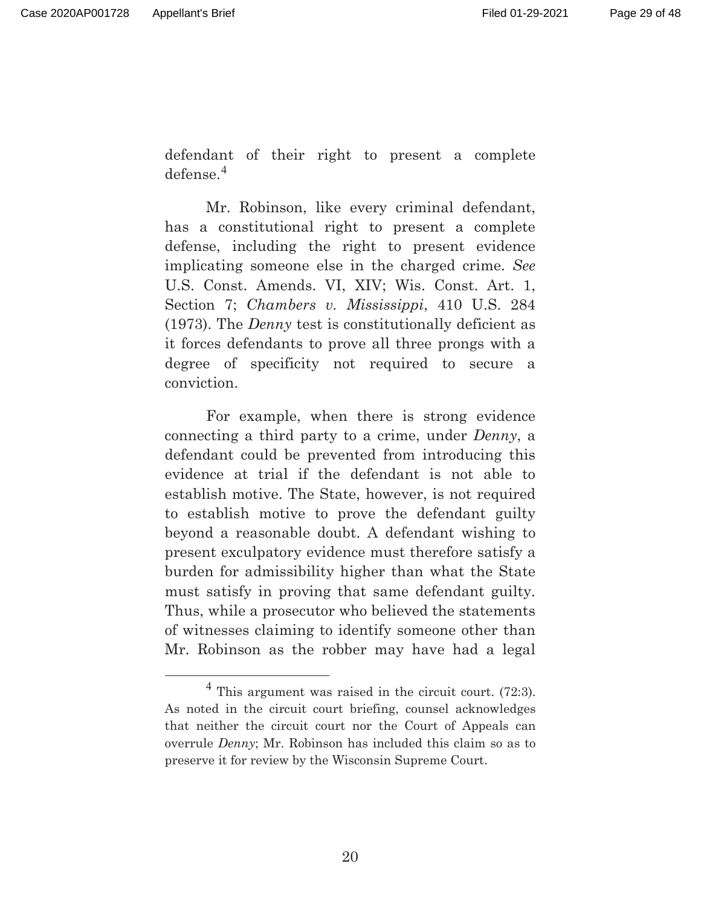defendant of their right to present a complete defense.[4]

Mr. Robinson, like every criminal defendant, has a constitutional right to present a complete defense, including the right to present evidence implicating someone else in the charged crime. *See* U.S. Const. Amends. VI, XIV; Wis. Const. Art. 1, Section 7; *Chambers v. Mississippi*, 410 U.S. 284 (1973). The *Denny* test is constitutionally deficient as it forces defendants to prove all three prongs with a degree of specificity not required to secure a conviction.

For example, when there is strong evidence connecting a third party to a crime, under *Denny*, a defendant could be prevented from introducing this evidence at trial if the defendant is not able to establish motive. The State, however, is not required to establish motive to prove the defendant guilty beyond a reasonable doubt. A defendant wishing to present exculpatory evidence must therefore satisfy a burden for admissibility higher than what the State must satisfy in proving that same defendant guilty. Thus, while a prosecutor who believed the statements of witnesses claiming to identify someone other than Mr. Robinson as the robber may have had a legal

[4] This argument was raised in the circuit court. (72:3). As noted in the circuit court briefing, counsel acknowledges that neither the circuit court nor the Court of Appeals can overrule *Denny*; Mr. Robinson has included this claim so as to preserve it for review by the Wisconsin Supreme Court.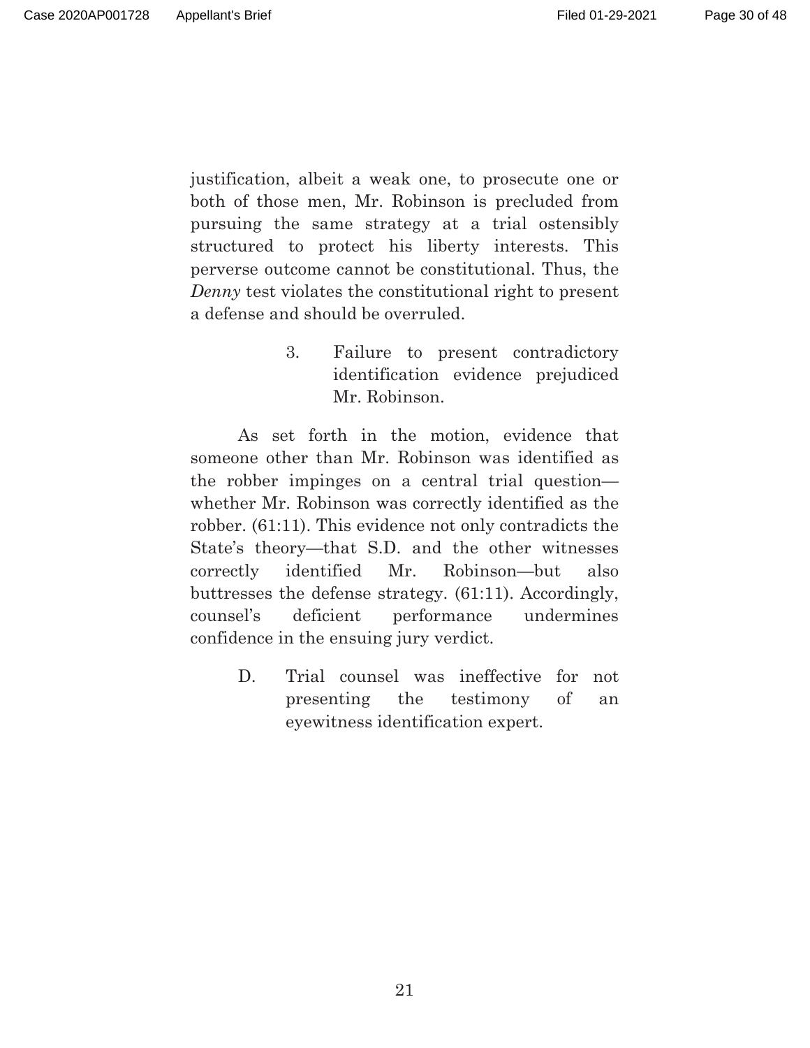justification, albeit a weak one, to prosecute one or both of those men, Mr. Robinson is precluded from pursuing the same strategy at a trial ostensibly structured to protect his liberty interests. This perverse outcome cannot be constitutional. Thus, the *Denny* test violates the constitutional right to present a defense and should be overruled.

3. Failure to present contradictory identification evidence prejudiced Mr. Robinson.

As set forth in the motion, evidence that someone other than Mr. Robinson was identified as the robber impinges on a central trial question—whether Mr. Robinson was correctly identified as the robber. (61:11). This evidence not only contradicts the State's theory—that S.D. and the other witnesses correctly identified Mr. Robinson—but also buttresses the defense strategy. (61:11). Accordingly, counsel's deficient performance undermines confidence in the ensuing jury verdict.

D. Trial counsel was ineffective for not presenting the testimony of an eyewitness identification expert.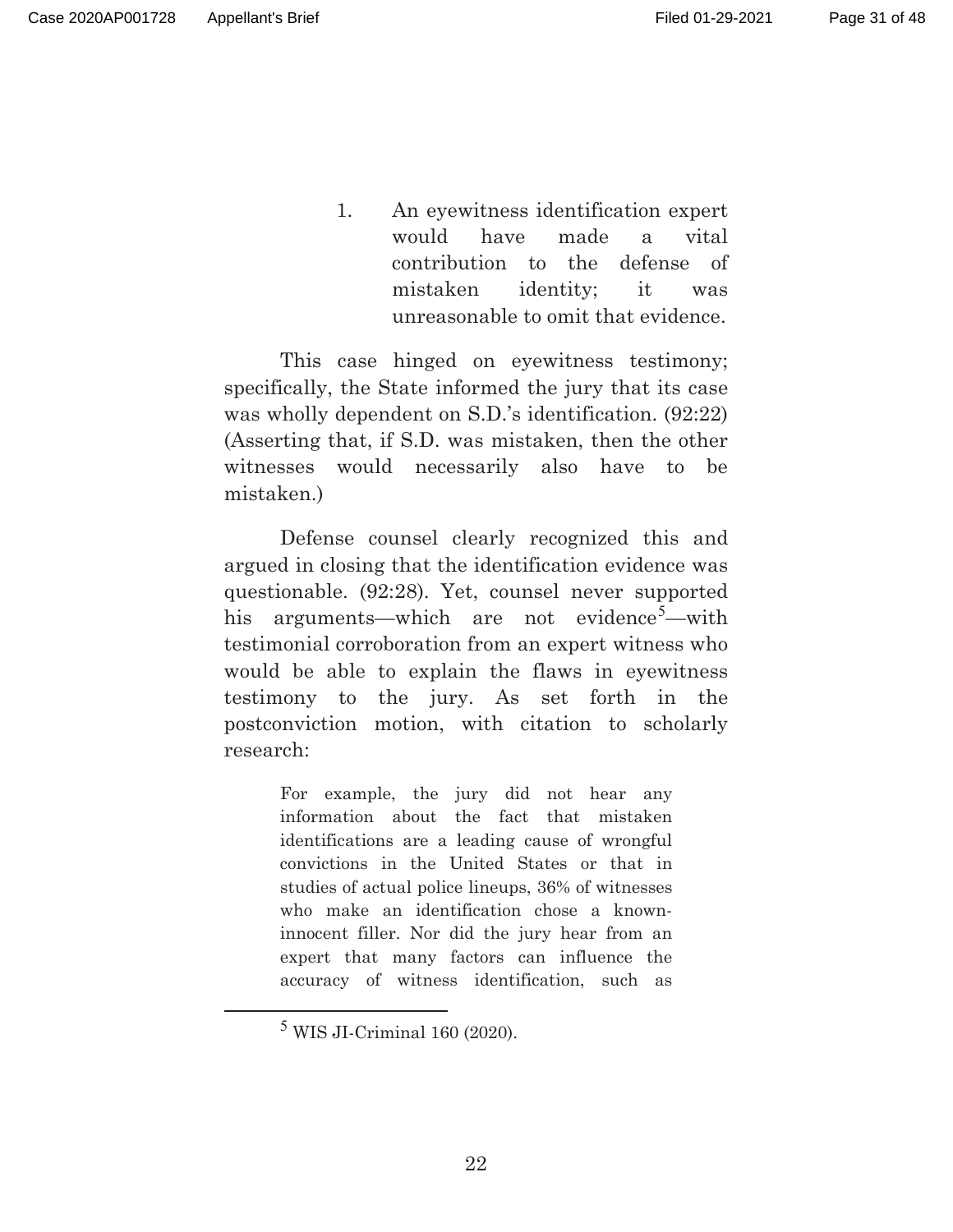1. An eyewitness identification expert would have made a vital contribution to the defense of mistaken identity; it was unreasonable to omit that evidence.

This case hinged on eyewitness testimony; specifically, the State informed the jury that its case was wholly dependent on S.D.'s identification. (92:22) (Asserting that, if S.D. was mistaken, then the other witnesses would necessarily also have to be mistaken.)

Defense counsel clearly recognized this and argued in closing that the identification evidence was questionable. (92:28). Yet, counsel never supported his arguments—which are not evidence[5]—with testimonial corroboration from an expert witness who would be able to explain the flaws in eyewitness testimony to the jury. As set forth in the postconviction motion, with citation to scholarly research:

> For example, the jury did not hear any information about the fact that mistaken identifications are a leading cause of wrongful convictions in the United States or that in studies of actual police lineups, 36% of witnesses who make an identification chose a known-innocent filler. Nor did the jury hear from an expert that many factors can influence the accuracy of witness identification, such as

[5] WIS JI-Criminal 160 (2020).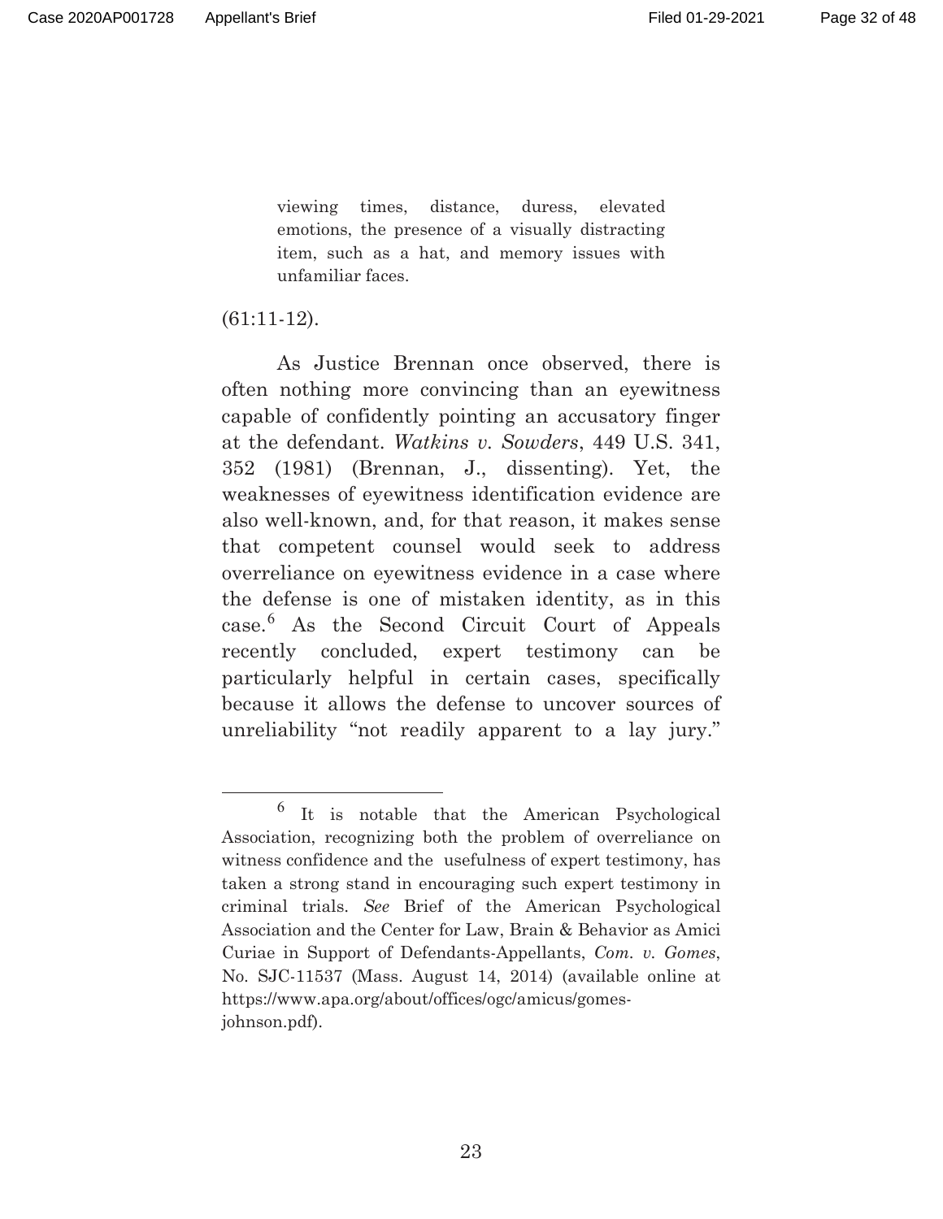> viewing times, distance, duress, elevated emotions, the presence of a visually distracting item, such as a hat, and memory issues with unfamiliar faces.

(61:11-12).

As Justice Brennan once observed, there is often nothing more convincing than an eyewitness capable of confidently pointing an accusatory finger at the defendant. *Watkins v. Sowders*, 449 U.S. 341, 352 (1981) (Brennan, J., dissenting). Yet, the weaknesses of eyewitness identification evidence are also well-known, and, for that reason, it makes sense that competent counsel would seek to address overreliance on eyewitness evidence in a case where the defense is one of mistaken identity, as in this case.[6] As the Second Circuit Court of Appeals recently concluded, expert testimony can be particularly helpful in certain cases, specifically because it allows the defense to uncover sources of unreliability "not readily apparent to a lay jury."

---

[6] It is notable that the American Psychological Association, recognizing both the problem of overreliance on witness confidence and the usefulness of expert testimony, has taken a strong stand in encouraging such expert testimony in criminal trials. *See* Brief of the American Psychological Association and the Center for Law, Brain & Behavior as Amici Curiae in Support of Defendants-Appellants, *Com. v. Gomes*, No. SJC-11537 (Mass. August 14, 2014) (available online at https://www.apa.org/about/offices/ogc/amicus/gomes-johnson.pdf).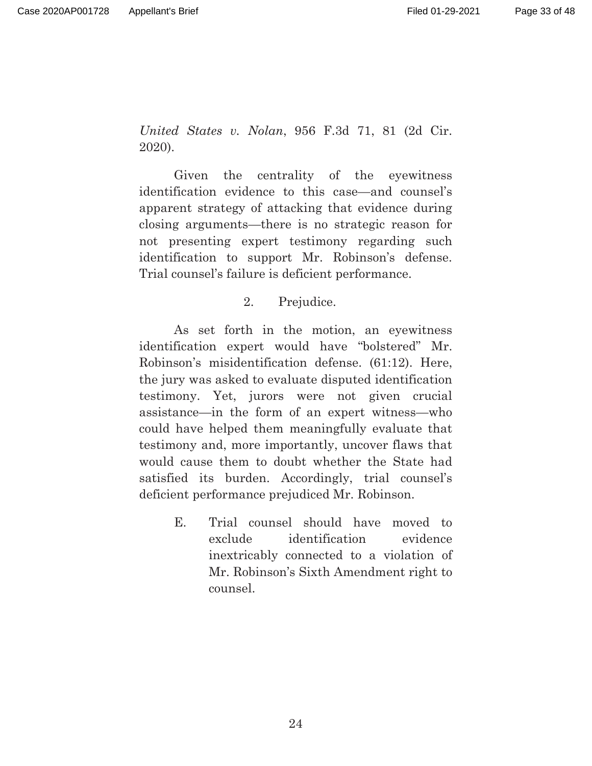*United States v. Nolan*, 956 F.3d 71, 81 (2d Cir. 2020).

Given the centrality of the eyewitness identification evidence to this case—and counsel's apparent strategy of attacking that evidence during closing arguments—there is no strategic reason for not presenting expert testimony regarding such identification to support Mr. Robinson's defense. Trial counsel's failure is deficient performance.

#### 2. Prejudice.

As set forth in the motion, an eyewitness identification expert would have "bolstered" Mr. Robinson's misidentification defense. (61:12). Here, the jury was asked to evaluate disputed identification testimony. Yet, jurors were not given crucial assistance—in the form of an expert witness—who could have helped them meaningfully evaluate that testimony and, more importantly, uncover flaws that would cause them to doubt whether the State had satisfied its burden. Accordingly, trial counsel's deficient performance prejudiced Mr. Robinson.

### E. Trial counsel should have moved to exclude identification evidence inextricably connected to a violation of Mr. Robinson's Sixth Amendment right to counsel.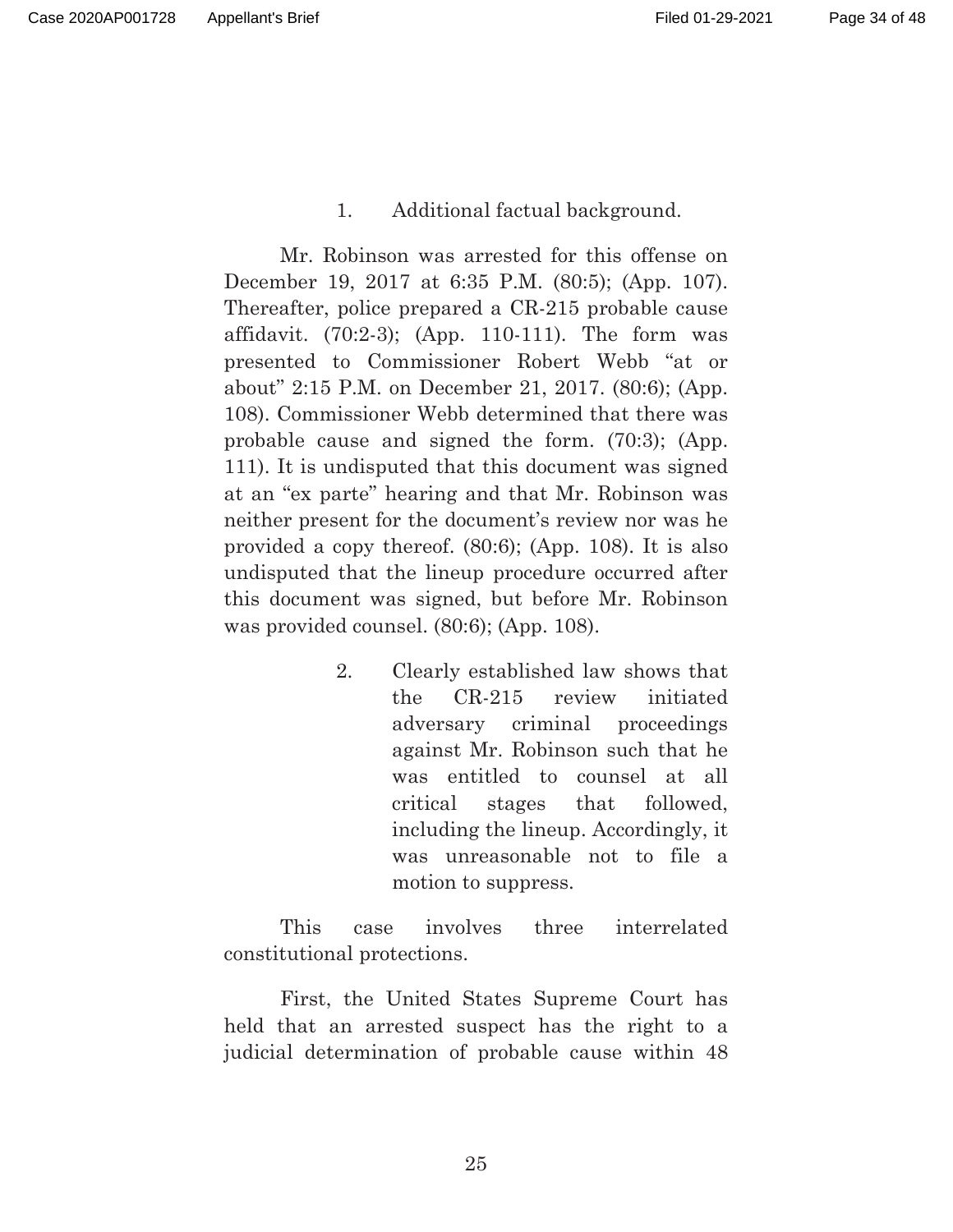1. Additional factual background.

Mr. Robinson was arrested for this offense on December 19, 2017 at 6:35 P.M. (80:5); (App. 107). Thereafter, police prepared a CR-215 probable cause affidavit. (70:2-3); (App. 110-111). The form was presented to Commissioner Robert Webb "at or about" 2:15 P.M. on December 21, 2017. (80:6); (App. 108). Commissioner Webb determined that there was probable cause and signed the form. (70:3); (App. 111). It is undisputed that this document was signed at an "ex parte" hearing and that Mr. Robinson was neither present for the document's review nor was he provided a copy thereof. (80:6); (App. 108). It is also undisputed that the lineup procedure occurred after this document was signed, but before Mr. Robinson was provided counsel. (80:6); (App. 108).

2. Clearly established law shows that the CR-215 review initiated adversary criminal proceedings against Mr. Robinson such that he was entitled to counsel at all critical stages that followed, including the lineup. Accordingly, it was unreasonable not to file a motion to suppress.

This case involves three interrelated constitutional protections.

First, the United States Supreme Court has held that an arrested suspect has the right to a judicial determination of probable cause within 48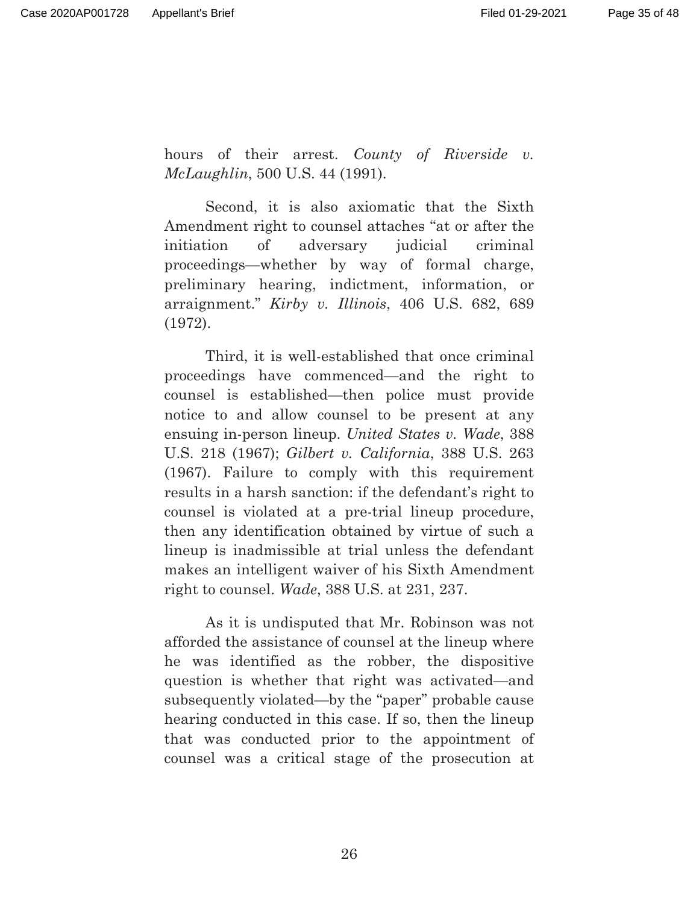hours of their arrest. *County of Riverside v. McLaughlin*, 500 U.S. 44 (1991).

Second, it is also axiomatic that the Sixth Amendment right to counsel attaches "at or after the initiation of adversary judicial criminal proceedings—whether by way of formal charge, preliminary hearing, indictment, information, or arraignment." *Kirby v. Illinois*, 406 U.S. 682, 689 (1972).

Third, it is well-established that once criminal proceedings have commenced—and the right to counsel is established—then police must provide notice to and allow counsel to be present at any ensuing in-person lineup. *United States v. Wade*, 388 U.S. 218 (1967); *Gilbert v. California*, 388 U.S. 263 (1967). Failure to comply with this requirement results in a harsh sanction: if the defendant's right to counsel is violated at a pre-trial lineup procedure, then any identification obtained by virtue of such a lineup is inadmissible at trial unless the defendant makes an intelligent waiver of his Sixth Amendment right to counsel. *Wade*, 388 U.S. at 231, 237.

As it is undisputed that Mr. Robinson was not afforded the assistance of counsel at the lineup where he was identified as the robber, the dispositive question is whether that right was activated—and subsequently violated—by the "paper" probable cause hearing conducted in this case. If so, then the lineup that was conducted prior to the appointment of counsel was a critical stage of the prosecution at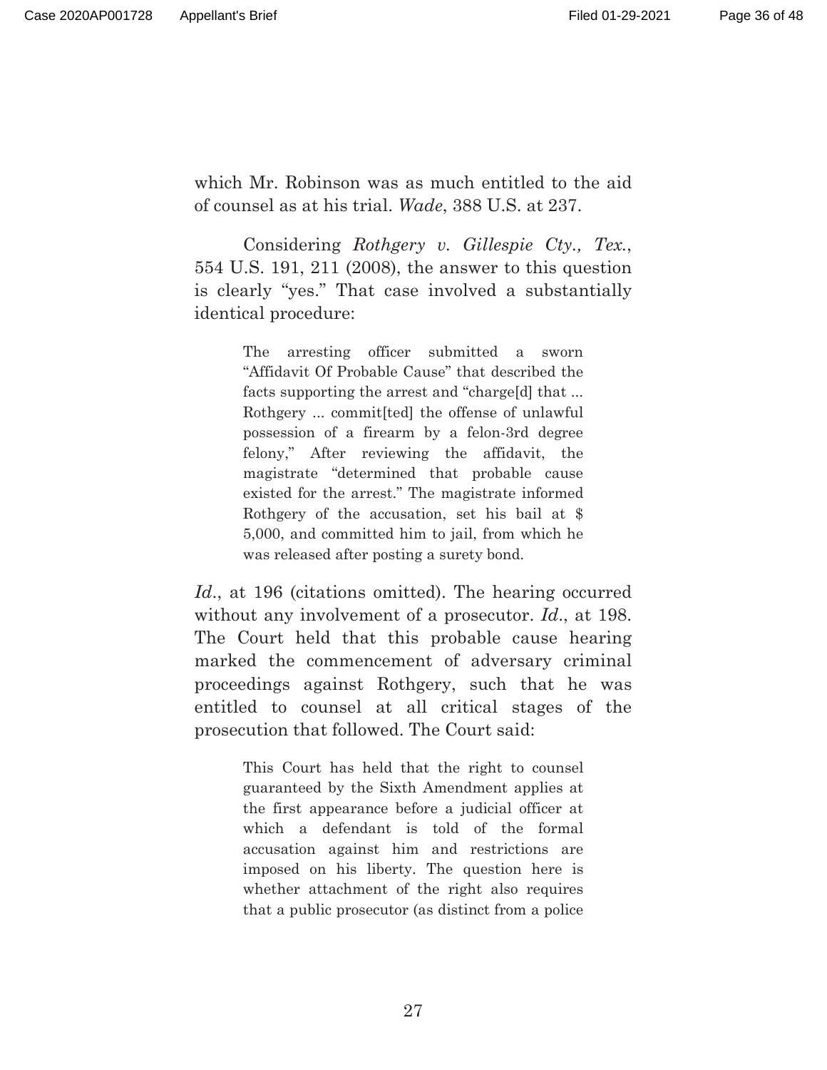which Mr. Robinson was as much entitled to the aid of counsel as at his trial. *Wade*, 388 U.S. at 237.

Considering *Rothgery v. Gillespie Cty., Tex.*, 554 U.S. 191, 211 (2008), the answer to this question is clearly "yes." That case involved a substantially identical procedure:

> The arresting officer submitted a sworn "Affidavit Of Probable Cause" that described the facts supporting the arrest and "charge[d] that ... Rothgery ... commit[ted] the offense of unlawful possession of a firearm by a felon-3rd degree felony," After reviewing the affidavit, the magistrate "determined that probable cause existed for the arrest." The magistrate informed Rothgery of the accusation, set his bail at $ 5,000, and committed him to jail, from which he was released after posting a surety bond.

*Id.*, at 196 (citations omitted). The hearing occurred without any involvement of a prosecutor. *Id.*, at 198. The Court held that this probable cause hearing marked the commencement of adversary criminal proceedings against Rothgery, such that he was entitled to counsel at all critical stages of the prosecution that followed. The Court said:

> This Court has held that the right to counsel guaranteed by the Sixth Amendment applies at the first appearance before a judicial officer at which a defendant is told of the formal accusation against him and restrictions are imposed on his liberty. The question here is whether attachment of the right also requires that a public prosecutor (as distinct from a police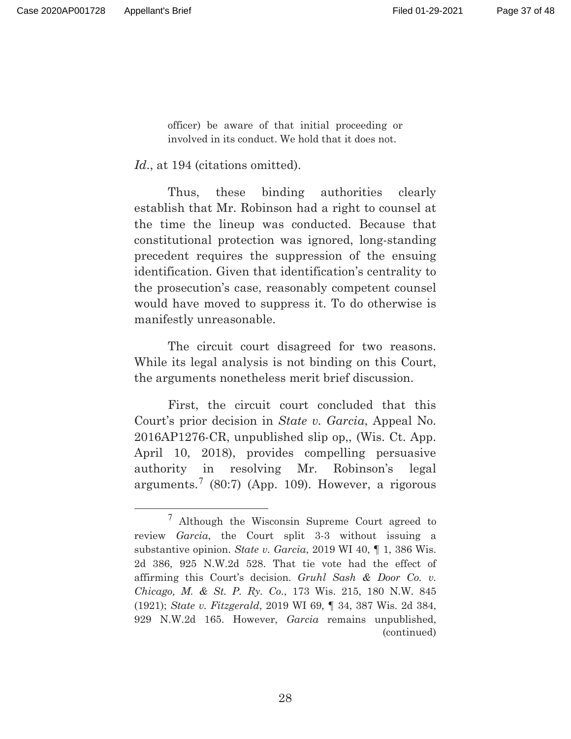> officer) be aware of that initial proceeding or involved in its conduct. We hold that it does not.

*Id.*, at 194 (citations omitted).

Thus, these binding authorities clearly establish that Mr. Robinson had a right to counsel at the time the lineup was conducted. Because that constitutional protection was ignored, long-standing precedent requires the suppression of the ensuing identification. Given that identification's centrality to the prosecution's case, reasonably competent counsel would have moved to suppress it. To do otherwise is manifestly unreasonable.

The circuit court disagreed for two reasons. While its legal analysis is not binding on this Court, the arguments nonetheless merit brief discussion.

First, the circuit court concluded that this Court's prior decision in *State v. Garcia*, Appeal No. 2016AP1276-CR, unpublished slip op,, (Wis. Ct. App. April 10, 2018), provides compelling persuasive authority in resolving Mr. Robinson's legal arguments.[7] (80:7) (App. 109). However, a rigorous

---

[7] Although the Wisconsin Supreme Court agreed to review *Garcia*, the Court split 3-3 without issuing a substantive opinion. *State v. Garcia*, 2019 WI 40, ¶ 1, 386 Wis. 2d 386, 925 N.W.2d 528. That tie vote had the effect of affirming this Court's decision. *Gruhl Sash & Door Co. v. Chicago, M. & St. P. Ry. Co.*, 173 Wis. 215, 180 N.W. 845 (1921); *State v. Fitzgerald*, 2019 WI 69, ¶ 34, 387 Wis. 2d 384, 929 N.W.2d 165. However, *Garcia* remains unpublished, (continued)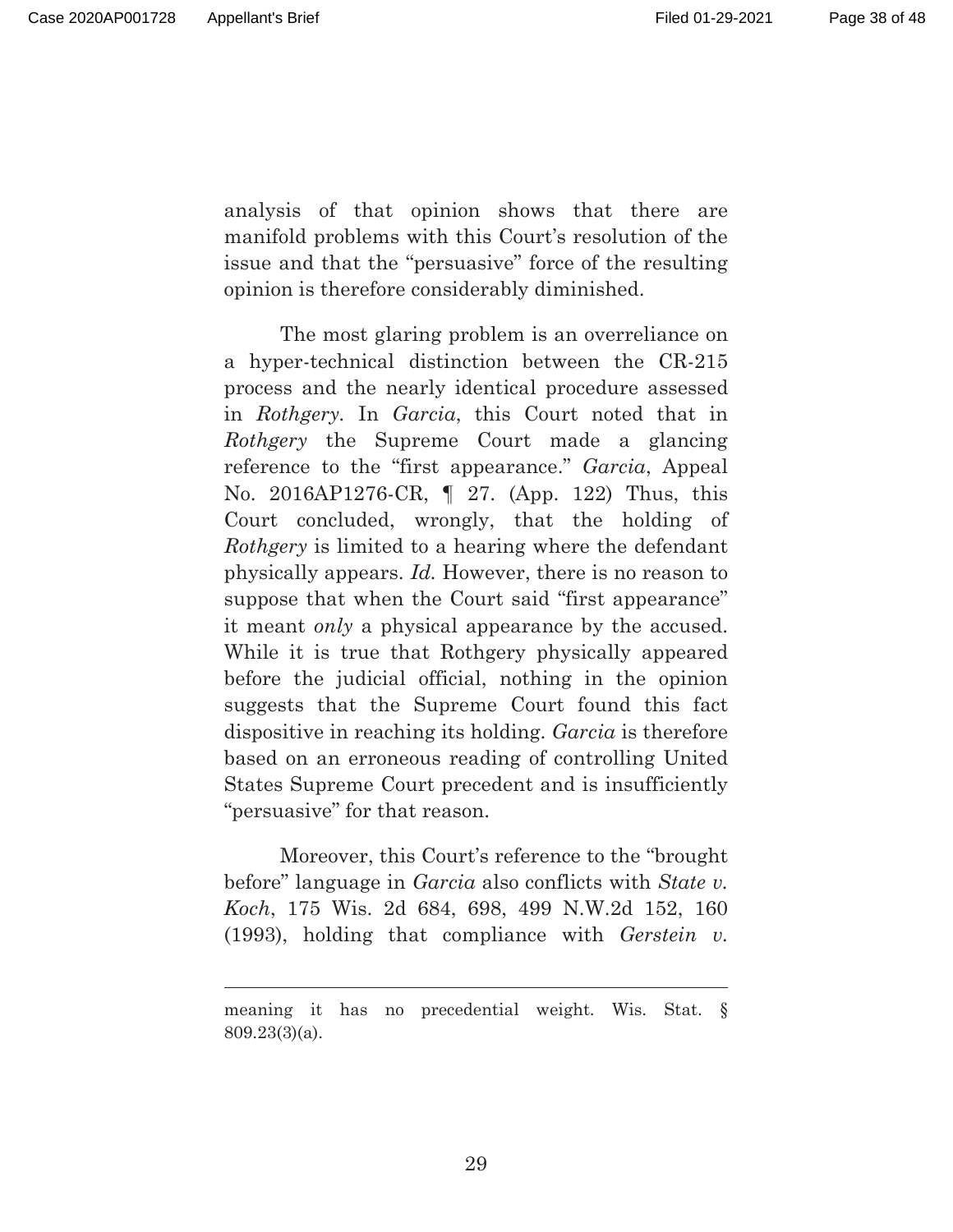analysis of that opinion shows that there are manifold problems with this Court's resolution of the issue and that the "persuasive" force of the resulting opinion is therefore considerably diminished.

The most glaring problem is an overreliance on a hyper-technical distinction between the CR-215 process and the nearly identical procedure assessed in *Rothgery*. In *Garcia*, this Court noted that in *Rothgery* the Supreme Court made a glancing reference to the "first appearance." *Garcia*, Appeal No. 2016AP1276-CR, ¶ 27. (App. 122) Thus, this Court concluded, wrongly, that the holding of *Rothgery* is limited to a hearing where the defendant physically appears. *Id.* However, there is no reason to suppose that when the Court said "first appearance" it meant *only* a physical appearance by the accused. While it is true that Rothgery physically appeared before the judicial official, nothing in the opinion suggests that the Supreme Court found this fact dispositive in reaching its holding. *Garcia* is therefore based on an erroneous reading of controlling United States Supreme Court precedent and is insufficiently "persuasive" for that reason.

Moreover, this Court's reference to the "brought before" language in *Garcia* also conflicts with *State v. Koch*, 175 Wis. 2d 684, 698, 499 N.W.2d 152, 160 (1993), holding that compliance with *Gerstein v.*

---

meaning it has no precedential weight. Wis. Stat. § 809.23(3)(a).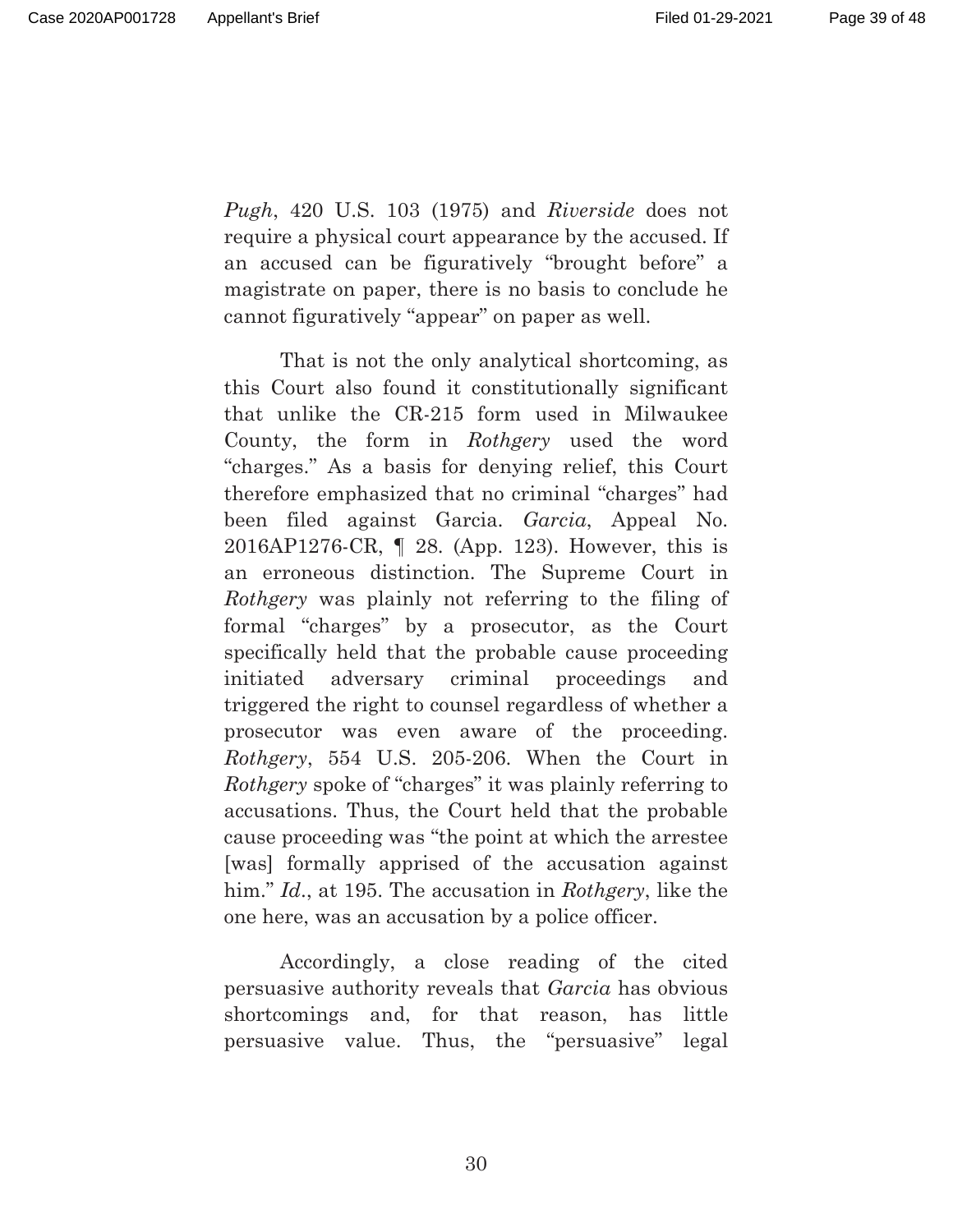*Pugh*, 420 U.S. 103 (1975) and *Riverside* does not require a physical court appearance by the accused. If an accused can be figuratively "brought before" a magistrate on paper, there is no basis to conclude he cannot figuratively "appear" on paper as well.

That is not the only analytical shortcoming, as this Court also found it constitutionally significant that unlike the CR-215 form used in Milwaukee County, the form in *Rothgery* used the word "charges." As a basis for denying relief, this Court therefore emphasized that no criminal "charges" had been filed against Garcia. *Garcia*, Appeal No. 2016AP1276-CR, ¶ 28. (App. 123). However, this is an erroneous distinction. The Supreme Court in *Rothgery* was plainly not referring to the filing of formal "charges" by a prosecutor, as the Court specifically held that the probable cause proceeding initiated adversary criminal proceedings and triggered the right to counsel regardless of whether a prosecutor was even aware of the proceeding. *Rothgery*, 554 U.S. 205-206. When the Court in *Rothgery* spoke of "charges" it was plainly referring to accusations. Thus, the Court held that the probable cause proceeding was "the point at which the arrestee [was] formally apprised of the accusation against him." *Id.*, at 195. The accusation in *Rothgery*, like the one here, was an accusation by a police officer.

Accordingly, a close reading of the cited persuasive authority reveals that *Garcia* has obvious shortcomings and, for that reason, has little persuasive value. Thus, the "persuasive" legal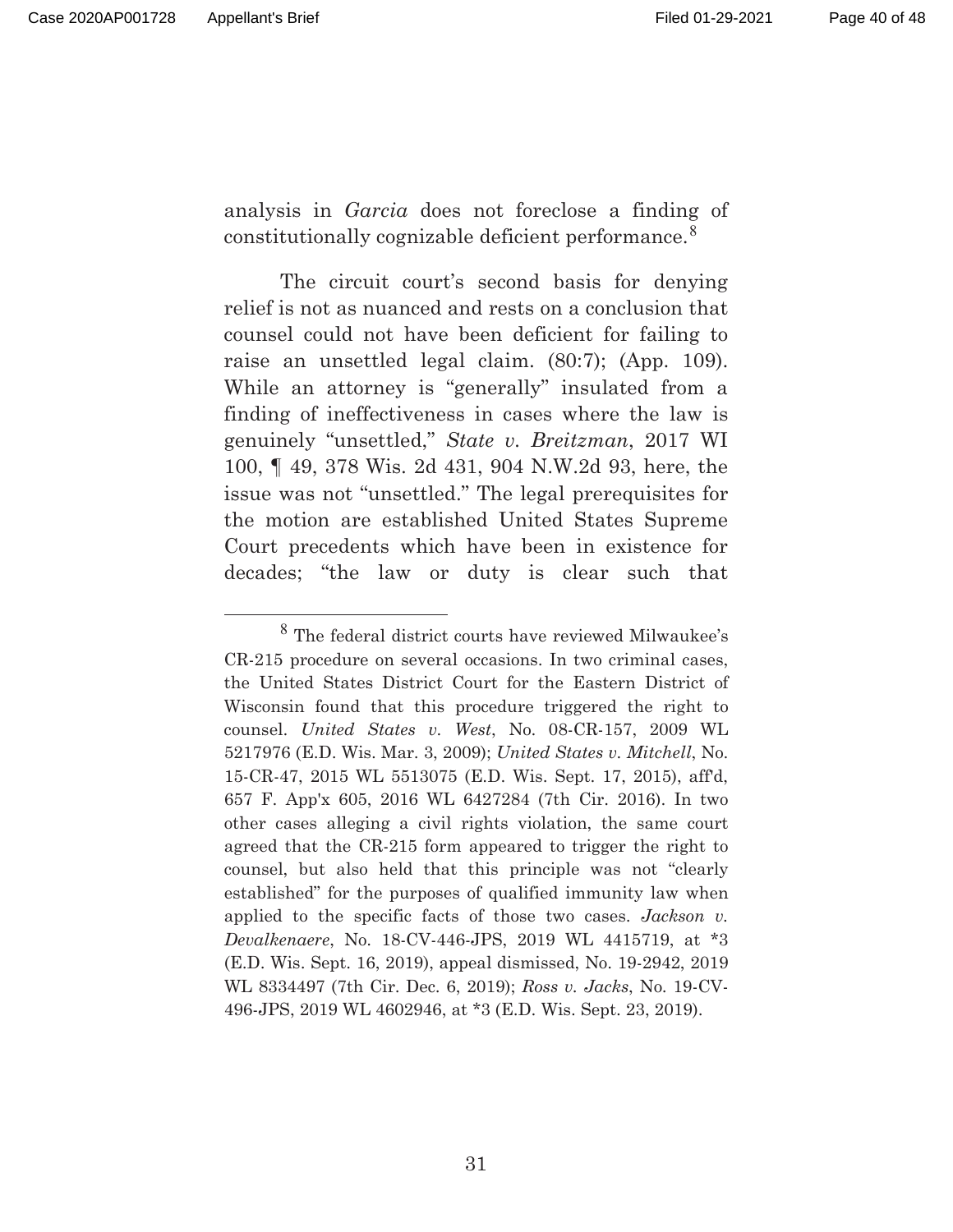analysis in *Garcia* does not foreclose a finding of constitutionally cognizable deficient performance.[8]

The circuit court's second basis for denying relief is not as nuanced and rests on a conclusion that counsel could not have been deficient for failing to raise an unsettled legal claim. (80:7); (App. 109). While an attorney is "generally" insulated from a finding of ineffectiveness in cases where the law is genuinely "unsettled," *State v. Breitzman*, 2017 WI 100, ¶ 49, 378 Wis. 2d 431, 904 N.W.2d 93, here, the issue was not "unsettled." The legal prerequisites for the motion are established United States Supreme Court precedents which have been in existence for decades; "the law or duty is clear such that

---

[8] The federal district courts have reviewed Milwaukee's CR-215 procedure on several occasions. In two criminal cases, the United States District Court for the Eastern District of Wisconsin found that this procedure triggered the right to counsel. *United States v. West*, No. 08-CR-157, 2009 WL 5217976 (E.D. Wis. Mar. 3, 2009); *United States v. Mitchell*, No. 15-CR-47, 2015 WL 5513075 (E.D. Wis. Sept. 17, 2015), aff'd, 657 F. App'x 605, 2016 WL 6427284 (7th Cir. 2016). In two other cases alleging a civil rights violation, the same court agreed that the CR-215 form appeared to trigger the right to counsel, but also held that this principle was not "clearly established" for the purposes of qualified immunity law when applied to the specific facts of those two cases. *Jackson v. Devalkenaere*, No. 18-CV-446-JPS, 2019 WL 4415719, at *3 (E.D. Wis. Sept. 16, 2019), appeal dismissed, No. 19-2942, 2019 WL 8334497 (7th Cir. Dec. 6, 2019); *Ross v. Jacks*, No. 19-CV-496-JPS, 2019 WL 4602946, at *3 (E.D. Wis. Sept. 23, 2019).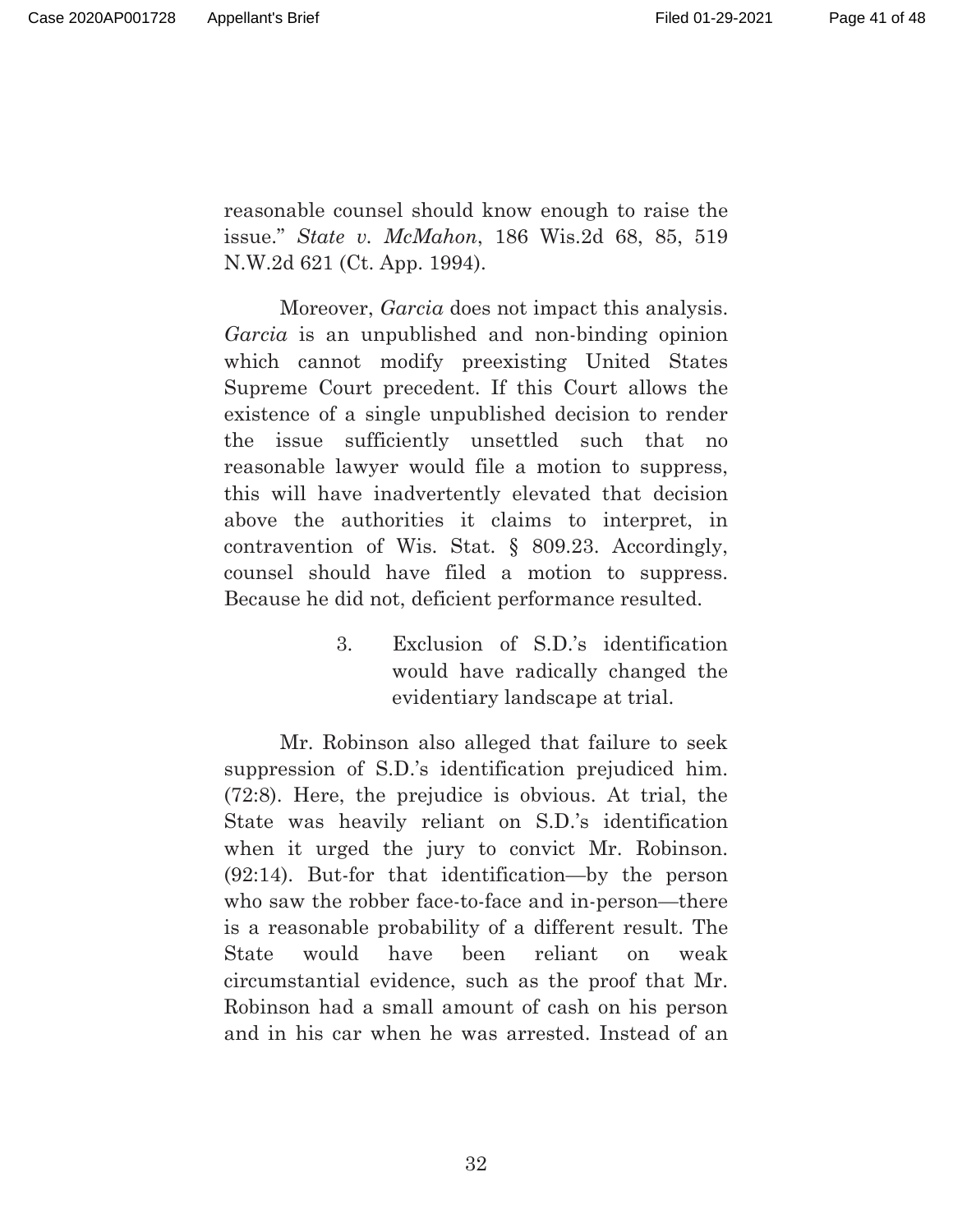reasonable counsel should know enough to raise the issue." *State v. McMahon*, 186 Wis.2d 68, 85, 519 N.W.2d 621 (Ct. App. 1994).

Moreover, *Garcia* does not impact this analysis. *Garcia* is an unpublished and non-binding opinion which cannot modify preexisting United States Supreme Court precedent. If this Court allows the existence of a single unpublished decision to render the issue sufficiently unsettled such that no reasonable lawyer would file a motion to suppress, this will have inadvertently elevated that decision above the authorities it claims to interpret, in contravention of Wis. Stat. § 809.23. Accordingly, counsel should have filed a motion to suppress. Because he did not, deficient performance resulted.

3. Exclusion of S.D.'s identification would have radically changed the evidentiary landscape at trial.

Mr. Robinson also alleged that failure to seek suppression of S.D.'s identification prejudiced him. (72:8). Here, the prejudice is obvious. At trial, the State was heavily reliant on S.D.'s identification when it urged the jury to convict Mr. Robinson. (92:14). But-for that identification—by the person who saw the robber face-to-face and in-person—there is a reasonable probability of a different result. The State would have been reliant on weak circumstantial evidence, such as the proof that Mr. Robinson had a small amount of cash on his person and in his car when he was arrested. Instead of an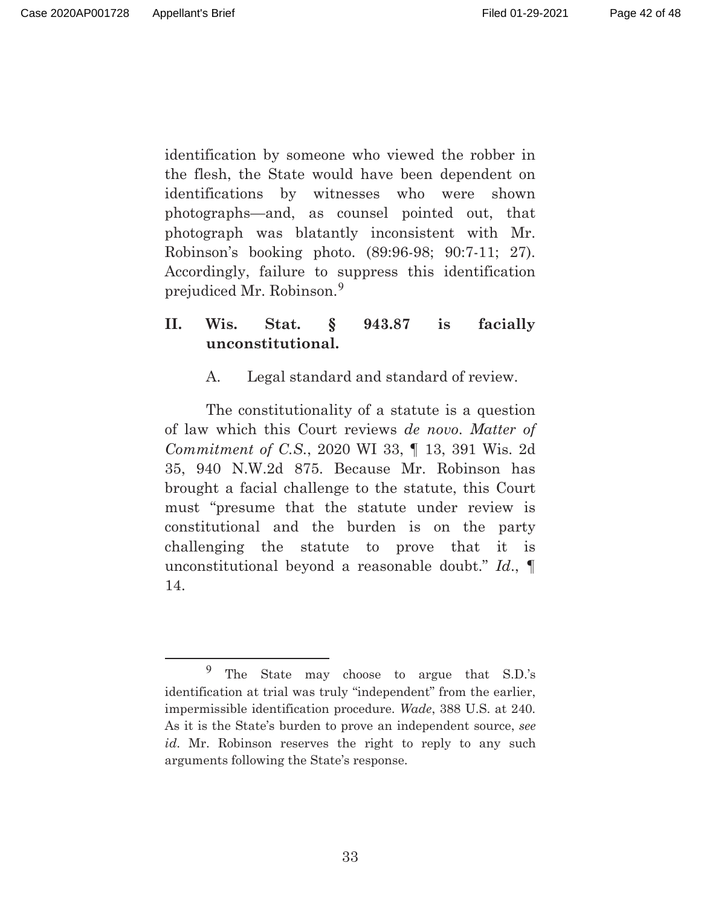identification by someone who viewed the robber in the flesh, the State would have been dependent on identifications by witnesses who were shown photographs—and, as counsel pointed out, that photograph was blatantly inconsistent with Mr. Robinson's booking photo. (89:96-98; 90:7-11; 27). Accordingly, failure to suppress this identification prejudiced Mr. Robinson.[9]

## II. Wis. Stat. § 943.87 is facially unconstitutional.

### A. Legal standard and standard of review.

The constitutionality of a statute is a question of law which this Court reviews *de novo*. *Matter of Commitment of C.S.*, 2020 WI 33, ¶ 13, 391 Wis. 2d 35, 940 N.W.2d 875. Because Mr. Robinson has brought a facial challenge to the statute, this Court must "presume that the statute under review is constitutional and the burden is on the party challenging the statute to prove that it is unconstitutional beyond a reasonable doubt." *Id.*, ¶ 14.

---

[9] The State may choose to argue that S.D.'s identification at trial was truly "independent" from the earlier, impermissible identification procedure. *Wade*, 388 U.S. at 240. As it is the State's burden to prove an independent source, *see id*. Mr. Robinson reserves the right to reply to any such arguments following the State's response.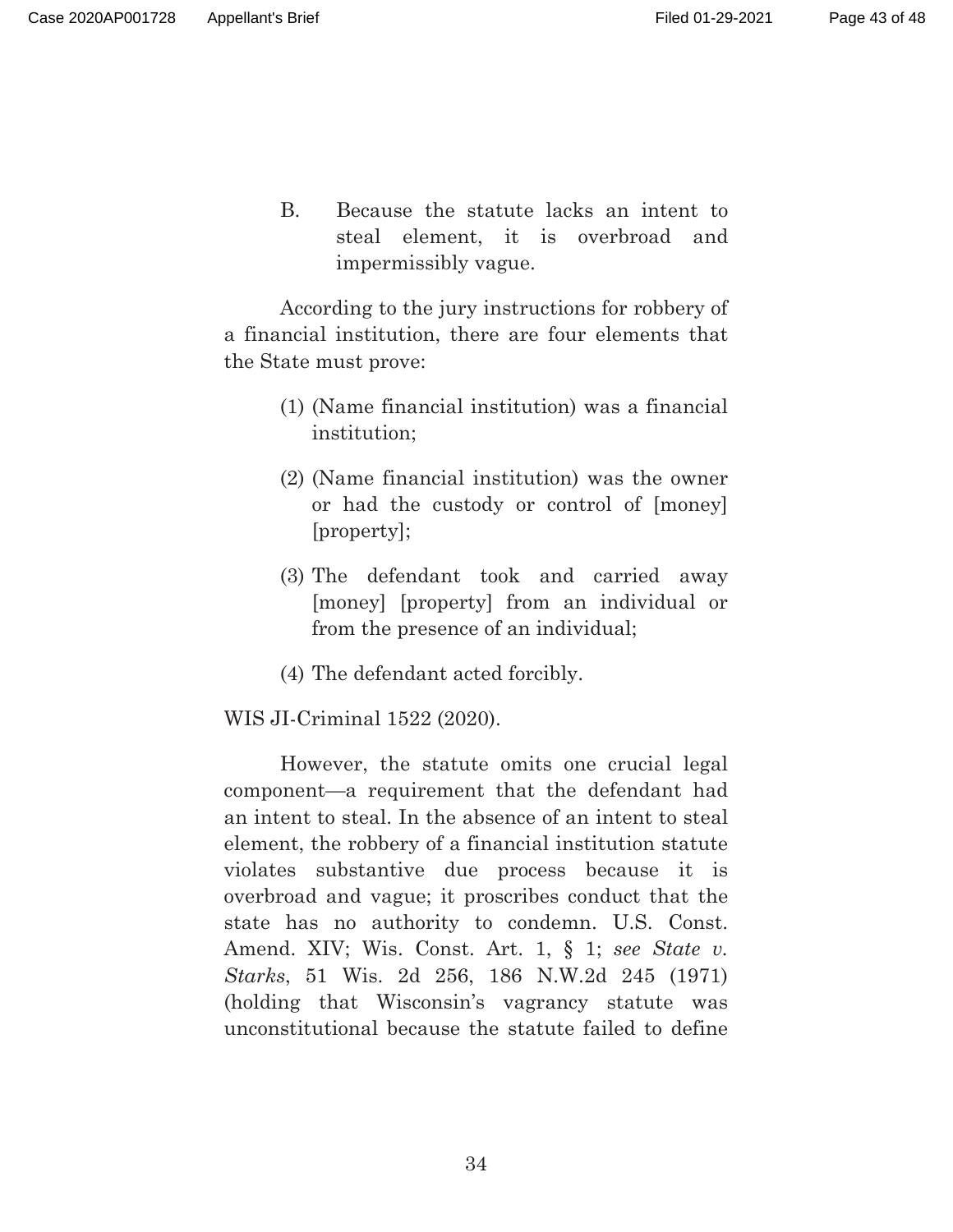B. Because the statute lacks an intent to steal element, it is overbroad and impermissibly vague.

According to the jury instructions for robbery of a financial institution, there are four elements that the State must prove:

(1) (Name financial institution) was a financial institution;

(2) (Name financial institution) was the owner or had the custody or control of [money] [property];

(3) The defendant took and carried away [money] [property] from an individual or from the presence of an individual;

(4) The defendant acted forcibly.

WIS JI-Criminal 1522 (2020).

However, the statute omits one crucial legal component—a requirement that the defendant had an intent to steal. In the absence of an intent to steal element, the robbery of a financial institution statute violates substantive due process because it is overbroad and vague; it proscribes conduct that the state has no authority to condemn. U.S. Const. Amend. XIV; Wis. Const. Art. 1, § 1; *see State v. Starks*, 51 Wis. 2d 256, 186 N.W.2d 245 (1971) (holding that Wisconsin's vagrancy statute was unconstitutional because the statute failed to define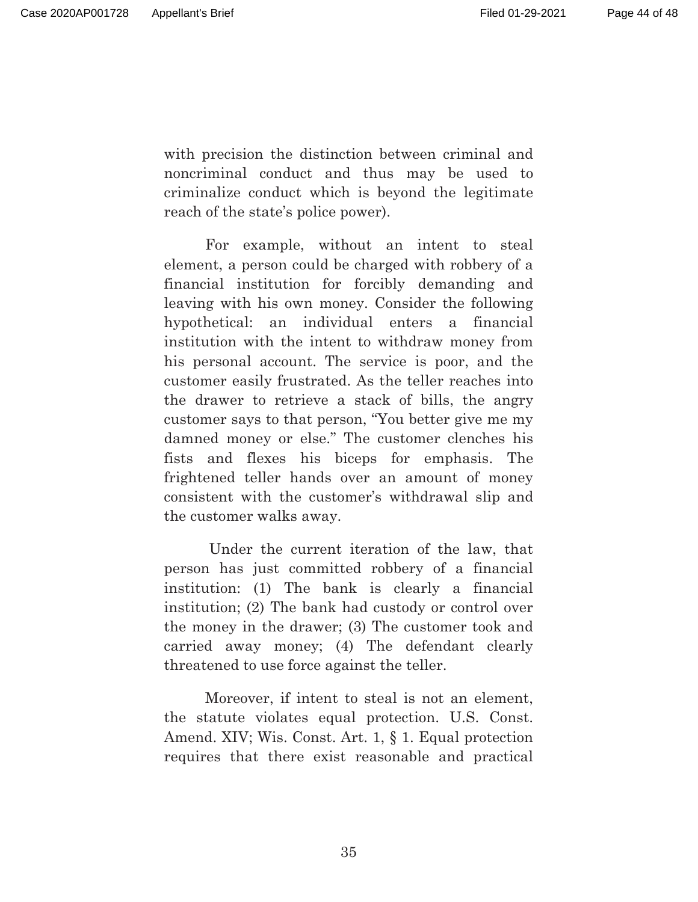with precision the distinction between criminal and noncriminal conduct and thus may be used to criminalize conduct which is beyond the legitimate reach of the state's police power).

For example, without an intent to steal element, a person could be charged with robbery of a financial institution for forcibly demanding and leaving with his own money. Consider the following hypothetical: an individual enters a financial institution with the intent to withdraw money from his personal account. The service is poor, and the customer easily frustrated. As the teller reaches into the drawer to retrieve a stack of bills, the angry customer says to that person, "You better give me my damned money or else." The customer clenches his fists and flexes his biceps for emphasis. The frightened teller hands over an amount of money consistent with the customer's withdrawal slip and the customer walks away.

Under the current iteration of the law, that person has just committed robbery of a financial institution: (1) The bank is clearly a financial institution; (2) The bank had custody or control over the money in the drawer; (3) The customer took and carried away money; (4) The defendant clearly threatened to use force against the teller.

Moreover, if intent to steal is not an element, the statute violates equal protection. U.S. Const. Amend. XIV; Wis. Const. Art. 1, § 1. Equal protection requires that there exist reasonable and practical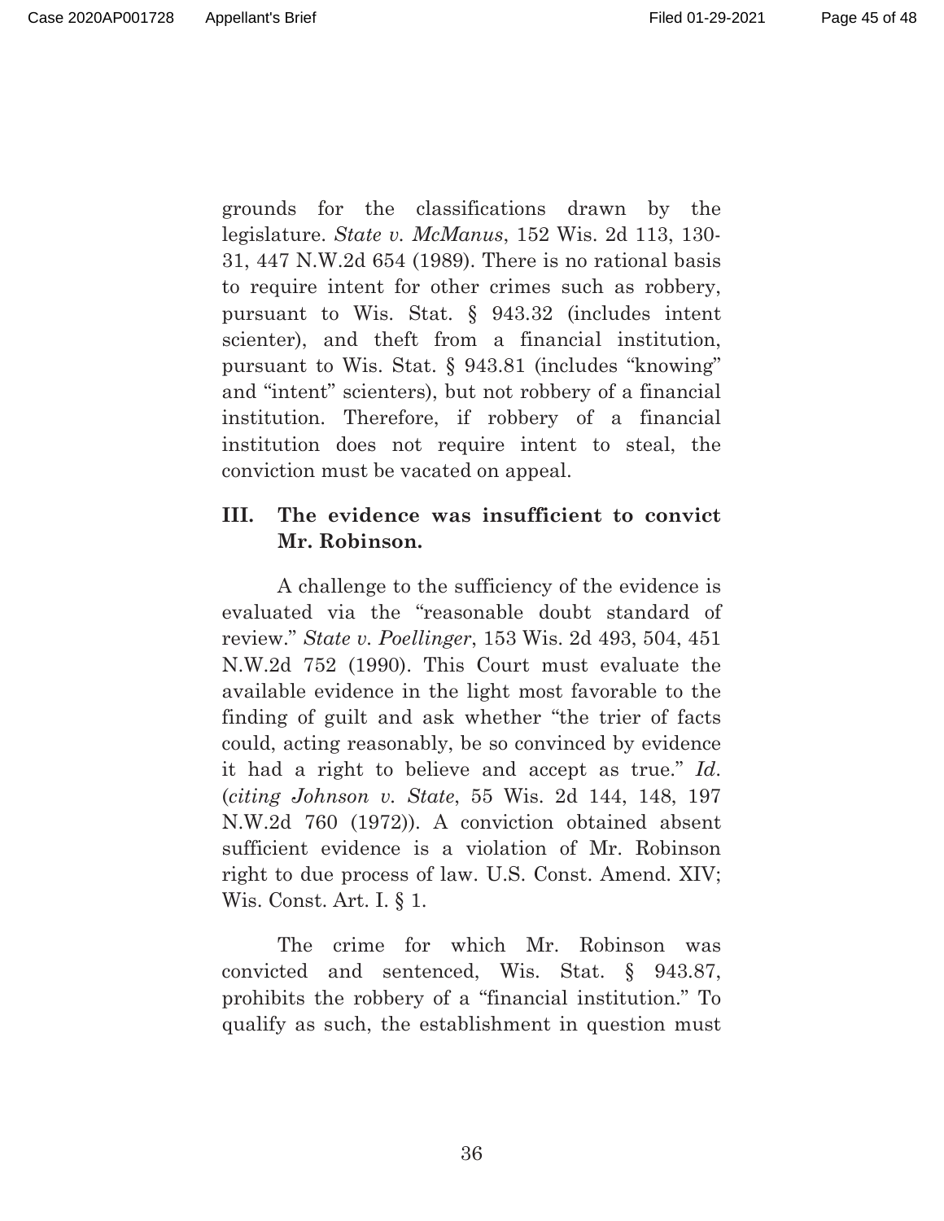grounds for the classifications drawn by the legislature. *State v. McManus*, 152 Wis. 2d 113, 130-31, 447 N.W.2d 654 (1989). There is no rational basis to require intent for other crimes such as robbery, pursuant to Wis. Stat. § 943.32 (includes intent scienter), and theft from a financial institution, pursuant to Wis. Stat. § 943.81 (includes "knowing" and "intent" scienters), but not robbery of a financial institution. Therefore, if robbery of a financial institution does not require intent to steal, the conviction must be vacated on appeal.

## III. The evidence was insufficient to convict Mr. Robinson.

A challenge to the sufficiency of the evidence is evaluated via the "reasonable doubt standard of review." *State v. Poellinger*, 153 Wis. 2d 493, 504, 451 N.W.2d 752 (1990). This Court must evaluate the available evidence in the light most favorable to the finding of guilt and ask whether "the trier of facts could, acting reasonably, be so convinced by evidence it had a right to believe and accept as true." *Id.* (*citing Johnson v. State*, 55 Wis. 2d 144, 148, 197 N.W.2d 760 (1972)). A conviction obtained absent sufficient evidence is a violation of Mr. Robinson right to due process of law. U.S. Const. Amend. XIV; Wis. Const. Art. I. § 1.

The crime for which Mr. Robinson was convicted and sentenced, Wis. Stat. § 943.87, prohibits the robbery of a "financial institution." To qualify as such, the establishment in question must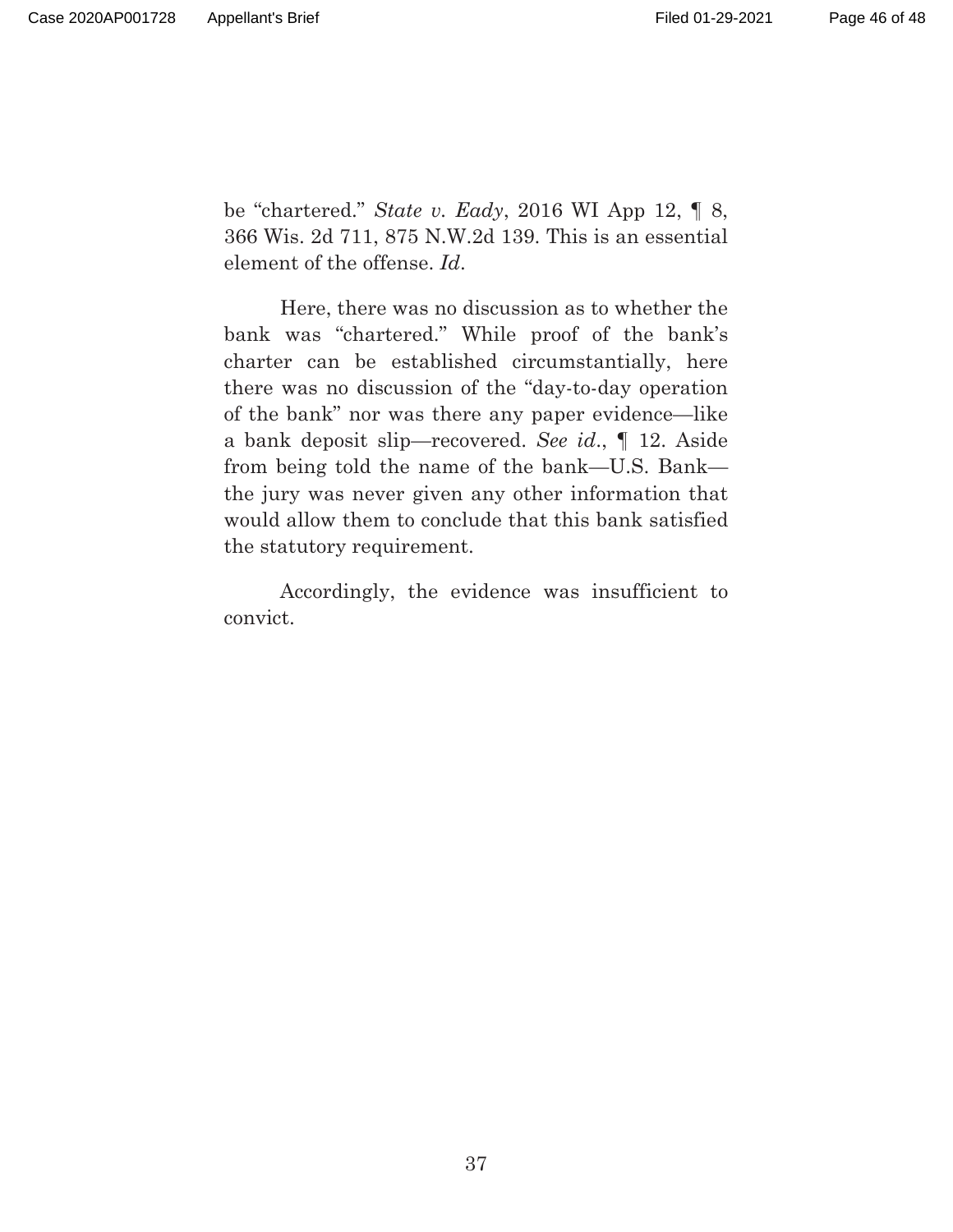be "chartered." *State v. Eady*, 2016 WI App 12, ¶ 8, 366 Wis. 2d 711, 875 N.W.2d 139. This is an essential element of the offense. *Id*.

Here, there was no discussion as to whether the bank was "chartered." While proof of the bank's charter can be established circumstantially, here there was no discussion of the "day-to-day operation of the bank" nor was there any paper evidence—like a bank deposit slip—recovered. *See id*., ¶ 12. Aside from being told the name of the bank—U.S. Bank—the jury was never given any other information that would allow them to conclude that this bank satisfied the statutory requirement.

Accordingly, the evidence was insufficient to convict.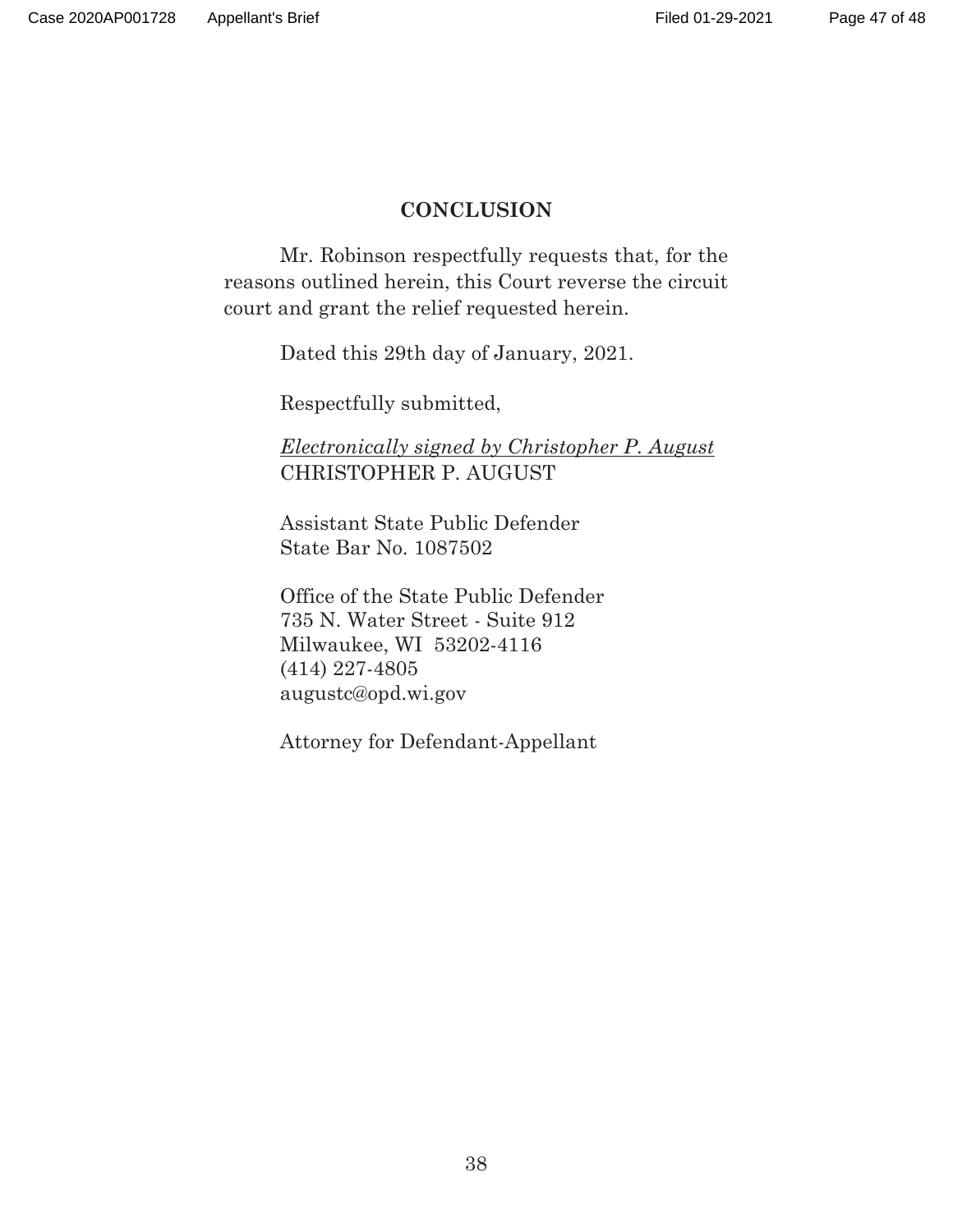## CONCLUSION

Mr. Robinson respectfully requests that, for the reasons outlined herein, this Court reverse the circuit court and grant the relief requested herein.

Dated this 29th day of January, 2021.

Respectfully submitted,

*Electronically signed by Christopher P. August*
CHRISTOPHER P. AUGUST

Assistant State Public Defender
State Bar No. 1087502

Office of the State Public Defender
735 N. Water Street - Suite 912
Milwaukee, WI 53202-4116
(414) 227-4805
augustc@opd.wi.gov

Attorney for Defendant-Appellant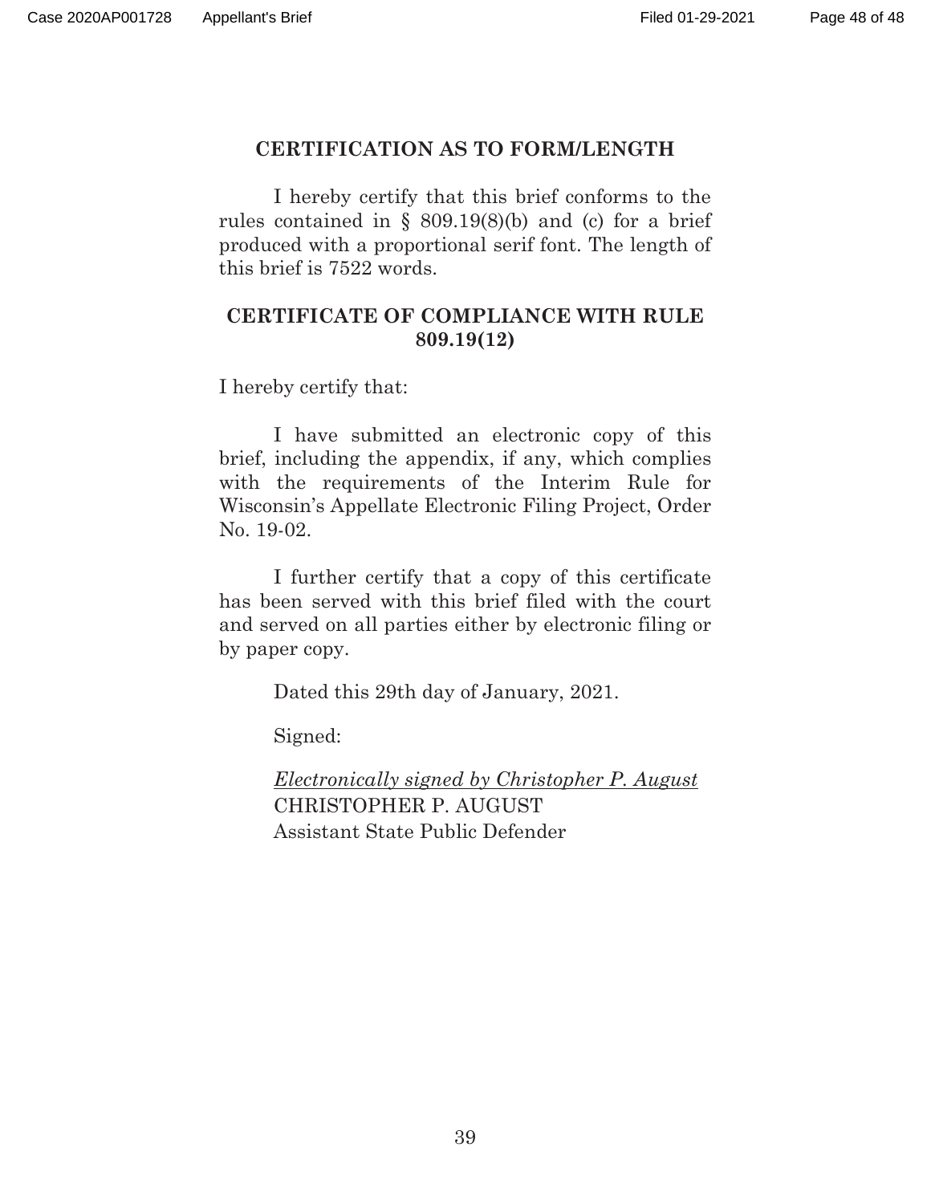## CERTIFICATION AS TO FORM/LENGTH

I hereby certify that this brief conforms to the rules contained in § 809.19(8)(b) and (c) for a brief produced with a proportional serif font. The length of this brief is 7522 words.

## CERTIFICATE OF COMPLIANCE WITH RULE 809.19(12)

I hereby certify that:

I have submitted an electronic copy of this brief, including the appendix, if any, which complies with the requirements of the Interim Rule for Wisconsin's Appellate Electronic Filing Project, Order No. 19-02.

I further certify that a copy of this certificate has been served with this brief filed with the court and served on all parties either by electronic filing or by paper copy.

Dated this 29th day of January, 2021.

Signed:

*Electronically signed by Christopher P. August*
CHRISTOPHER P. AUGUST
Assistant State Public Defender